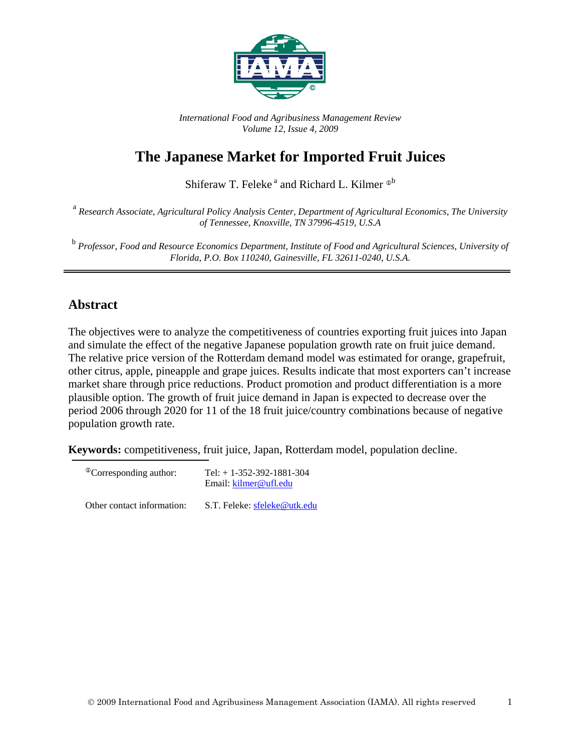*International Food and Agribusiness Management Review*
*Volume 12, Issue 4, 2009*

# The Japanese Market for Imported Fruit Juices

Shiferaw T. Feleke [a] and Richard L. Kilmer [ⓘb]

[a] *Research Associate, Agricultural Policy Analysis Center, Department of Agricultural Economics, The University of Tennessee, Knoxville, TN 37996-4519, U.S.A*

[b] *Professor, Food and Resource Economics Department, Institute of Food and Agricultural Sciences, University of Florida, P.O. Box 110240, Gainesville, FL 32611-0240, U.S.A.*

---

## Abstract

The objectives were to analyze the competitiveness of countries exporting fruit juices into Japan and simulate the effect of the negative Japanese population growth rate on fruit juice demand. The relative price version of the Rotterdam demand model was estimated for orange, grapefruit, other citrus, apple, pineapple and grape juices. Results indicate that most exporters can't increase market share through price reductions. Product promotion and product differentiation is a more plausible option. The growth of fruit juice demand in Japan is expected to decrease over the period 2006 through 2020 for 11 of the 18 fruit juice/country combinations because of negative population growth rate.

**Keywords:** competitiveness, fruit juice, Japan, Rotterdam model, population decline.

[ⓘ]Corresponding author: Tel: + 1-352-392-1881-304
Email: kilmer@ufl.edu

Other contact information: S.T. Feleke: sfeleke@utk.edu

© 2009 International Food and Agribusiness Management Association (IAMA). All rights reserved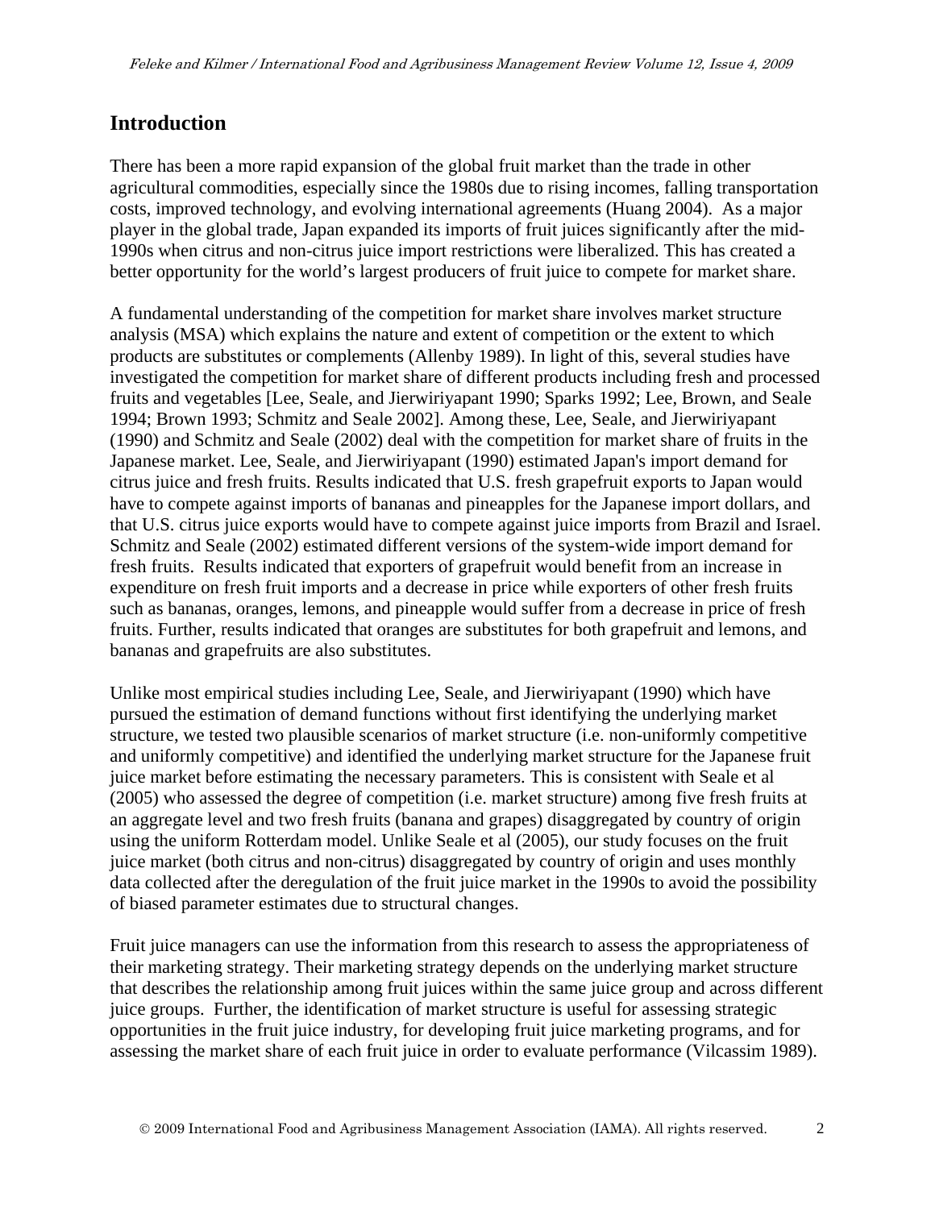## Introduction

There has been a more rapid expansion of the global fruit market than the trade in other agricultural commodities, especially since the 1980s due to rising incomes, falling transportation costs, improved technology, and evolving international agreements (Huang 2004). As a major player in the global trade, Japan expanded its imports of fruit juices significantly after the mid-1990s when citrus and non-citrus juice import restrictions were liberalized. This has created a better opportunity for the world's largest producers of fruit juice to compete for market share.

A fundamental understanding of the competition for market share involves market structure analysis (MSA) which explains the nature and extent of competition or the extent to which products are substitutes or complements (Allenby 1989). In light of this, several studies have investigated the competition for market share of different products including fresh and processed fruits and vegetables [Lee, Seale, and Jierwiriyapant 1990; Sparks 1992; Lee, Brown, and Seale 1994; Brown 1993; Schmitz and Seale 2002]. Among these, Lee, Seale, and Jierwiriyapant (1990) and Schmitz and Seale (2002) deal with the competition for market share of fruits in the Japanese market. Lee, Seale, and Jierwiriyapant (1990) estimated Japan's import demand for citrus juice and fresh fruits. Results indicated that U.S. fresh grapefruit exports to Japan would have to compete against imports of bananas and pineapples for the Japanese import dollars, and that U.S. citrus juice exports would have to compete against juice imports from Brazil and Israel. Schmitz and Seale (2002) estimated different versions of the system-wide import demand for fresh fruits. Results indicated that exporters of grapefruit would benefit from an increase in expenditure on fresh fruit imports and a decrease in price while exporters of other fresh fruits such as bananas, oranges, lemons, and pineapple would suffer from a decrease in price of fresh fruits. Further, results indicated that oranges are substitutes for both grapefruit and lemons, and bananas and grapefruits are also substitutes.

Unlike most empirical studies including Lee, Seale, and Jierwiriyapant (1990) which have pursued the estimation of demand functions without first identifying the underlying market structure, we tested two plausible scenarios of market structure (i.e. non-uniformly competitive and uniformly competitive) and identified the underlying market structure for the Japanese fruit juice market before estimating the necessary parameters. This is consistent with Seale et al (2005) who assessed the degree of competition (i.e. market structure) among five fresh fruits at an aggregate level and two fresh fruits (banana and grapes) disaggregated by country of origin using the uniform Rotterdam model. Unlike Seale et al (2005), our study focuses on the fruit juice market (both citrus and non-citrus) disaggregated by country of origin and uses monthly data collected after the deregulation of the fruit juice market in the 1990s to avoid the possibility of biased parameter estimates due to structural changes.

Fruit juice managers can use the information from this research to assess the appropriateness of their marketing strategy. Their marketing strategy depends on the underlying market structure that describes the relationship among fruit juices within the same juice group and across different juice groups. Further, the identification of market structure is useful for assessing strategic opportunities in the fruit juice industry, for developing fruit juice marketing programs, and for assessing the market share of each fruit juice in order to evaluate performance (Vilcassim 1989).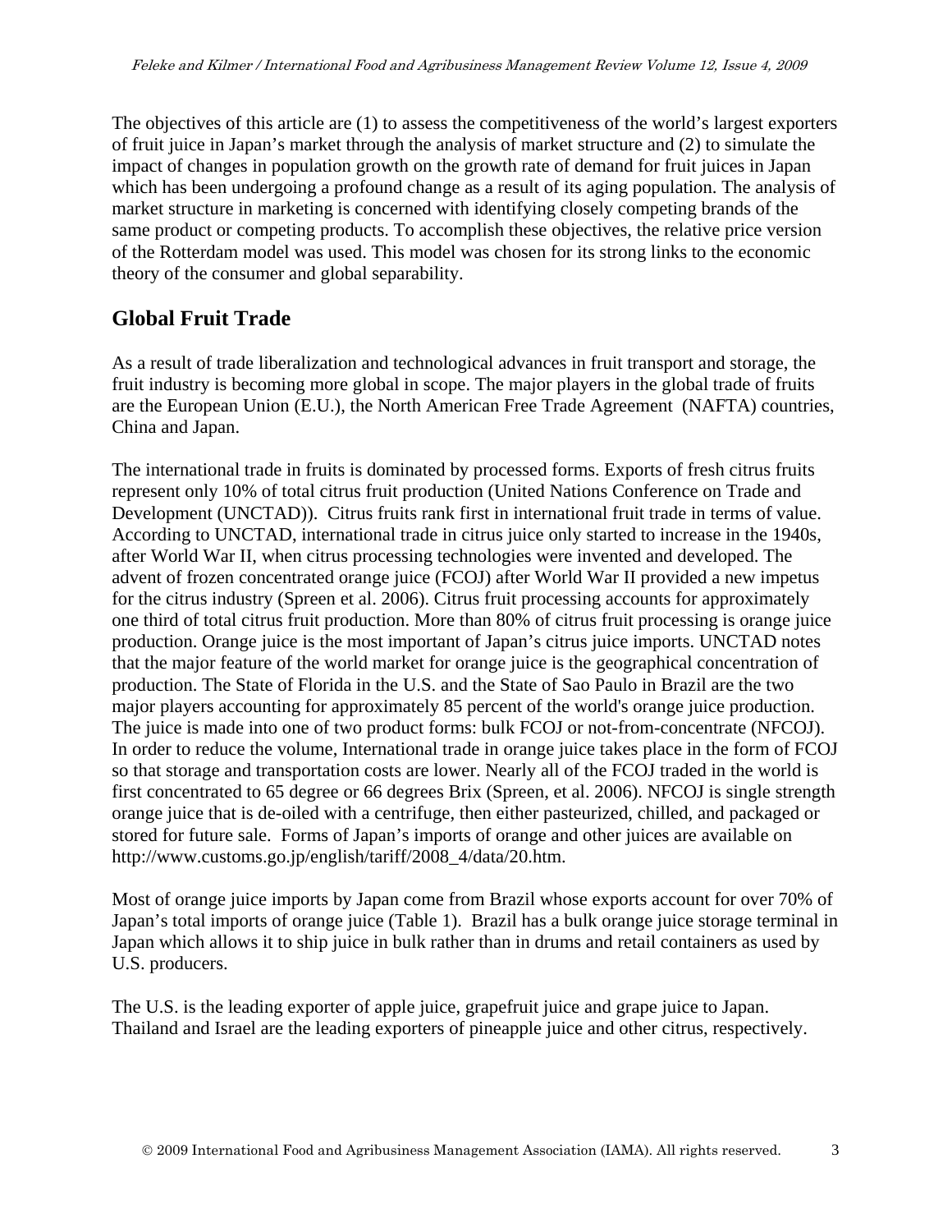The objectives of this article are (1) to assess the competitiveness of the world's largest exporters of fruit juice in Japan's market through the analysis of market structure and (2) to simulate the impact of changes in population growth on the growth rate of demand for fruit juices in Japan which has been undergoing a profound change as a result of its aging population. The analysis of market structure in marketing is concerned with identifying closely competing brands of the same product or competing products. To accomplish these objectives, the relative price version of the Rotterdam model was used. This model was chosen for its strong links to the economic theory of the consumer and global separability.

## Global Fruit Trade

As a result of trade liberalization and technological advances in fruit transport and storage, the fruit industry is becoming more global in scope. The major players in the global trade of fruits are the European Union (E.U.), the North American Free Trade Agreement (NAFTA) countries, China and Japan.

The international trade in fruits is dominated by processed forms. Exports of fresh citrus fruits represent only 10% of total citrus fruit production (United Nations Conference on Trade and Development (UNCTAD)). Citrus fruits rank first in international fruit trade in terms of value. According to UNCTAD, international trade in citrus juice only started to increase in the 1940s, after World War II, when citrus processing technologies were invented and developed. The advent of frozen concentrated orange juice (FCOJ) after World War II provided a new impetus for the citrus industry (Spreen et al. 2006). Citrus fruit processing accounts for approximately one third of total citrus fruit production. More than 80% of citrus fruit processing is orange juice production. Orange juice is the most important of Japan's citrus juice imports. UNCTAD notes that the major feature of the world market for orange juice is the geographical concentration of production. The State of Florida in the U.S. and the State of Sao Paulo in Brazil are the two major players accounting for approximately 85 percent of the world's orange juice production. The juice is made into one of two product forms: bulk FCOJ or not-from-concentrate (NFCOJ). In order to reduce the volume, International trade in orange juice takes place in the form of FCOJ so that storage and transportation costs are lower. Nearly all of the FCOJ traded in the world is first concentrated to 65 degree or 66 degrees Brix (Spreen, et al. 2006). NFCOJ is single strength orange juice that is de-oiled with a centrifuge, then either pasteurized, chilled, and packaged or stored for future sale. Forms of Japan's imports of orange and other juices are available on http://www.customs.go.jp/english/tariff/2008_4/data/20.htm.

Most of orange juice imports by Japan come from Brazil whose exports account for over 70% of Japan's total imports of orange juice (Table 1). Brazil has a bulk orange juice storage terminal in Japan which allows it to ship juice in bulk rather than in drums and retail containers as used by U.S. producers.

The U.S. is the leading exporter of apple juice, grapefruit juice and grape juice to Japan. Thailand and Israel are the leading exporters of pineapple juice and other citrus, respectively.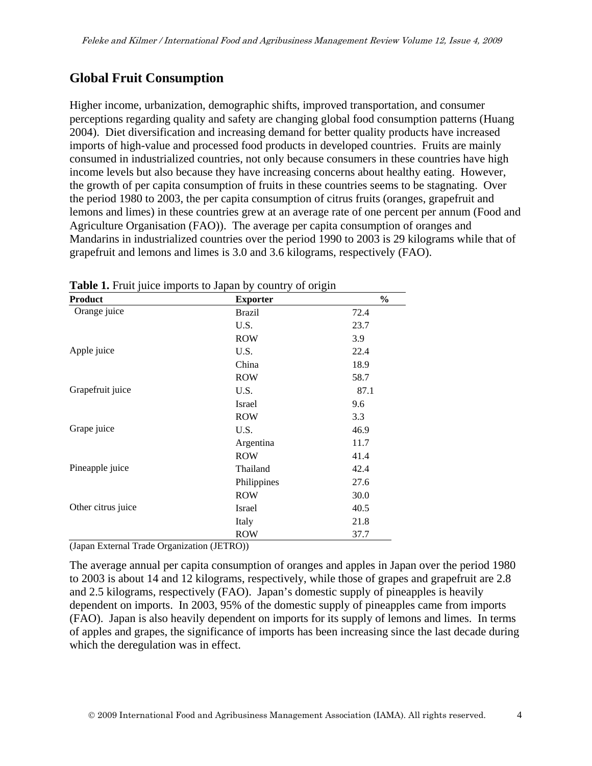## Global Fruit Consumption

Higher income, urbanization, demographic shifts, improved transportation, and consumer perceptions regarding quality and safety are changing global food consumption patterns (Huang 2004). Diet diversification and increasing demand for better quality products have increased imports of high-value and processed food products in developed countries. Fruits are mainly consumed in industrialized countries, not only because consumers in these countries have high income levels but also because they have increasing concerns about healthy eating. However, the growth of per capita consumption of fruits in these countries seems to be stagnating. Over the period 1980 to 2003, the per capita consumption of citrus fruits (oranges, grapefruit and lemons and limes) in these countries grew at an average rate of one percent per annum (Food and Agriculture Organisation (FAO)). The average per capita consumption of oranges and Mandarins in industrialized countries over the period 1990 to 2003 is 29 kilograms while that of grapefruit and lemons and limes is 3.0 and 3.6 kilograms, respectively (FAO).

**Table 1.** Fruit juice imports to Japan by country of origin

| Product | Exporter | % |
|---|---|---|
| Orange juice | Brazil | 72.4 |
| | U.S. | 23.7 |
| | ROW | 3.9 |
| Apple juice | U.S. | 22.4 |
| | China | 18.9 |
| | ROW | 58.7 |
| Grapefruit juice | U.S. | 87.1 |
| | Israel | 9.6 |
| | ROW | 3.3 |
| Grape juice | U.S. | 46.9 |
| | Argentina | 11.7 |
| | ROW | 41.4 |
| Pineapple juice | Thailand | 42.4 |
| | Philippines | 27.6 |
| | ROW | 30.0 |
| Other citrus juice | Israel | 40.5 |
| | Italy | 21.8 |
| | ROW | 37.7 |

(Japan External Trade Organization (JETRO))

The average annual per capita consumption of oranges and apples in Japan over the period 1980 to 2003 is about 14 and 12 kilograms, respectively, while those of grapes and grapefruit are 2.8 and 2.5 kilograms, respectively (FAO). Japan's domestic supply of pineapples is heavily dependent on imports. In 2003, 95% of the domestic supply of pineapples came from imports (FAO). Japan is also heavily dependent on imports for its supply of lemons and limes. In terms of apples and grapes, the significance of imports has been increasing since the last decade during which the deregulation was in effect.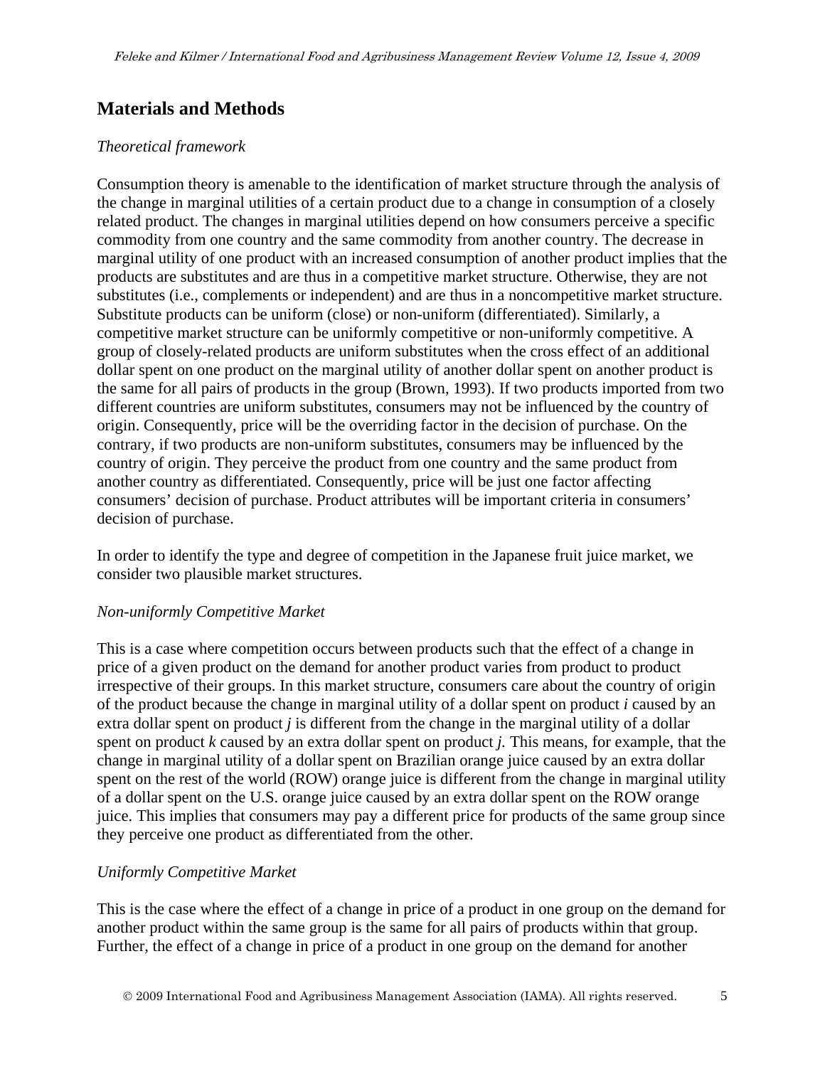## Materials and Methods

*Theoretical framework*

Consumption theory is amenable to the identification of market structure through the analysis of the change in marginal utilities of a certain product due to a change in consumption of a closely related product. The changes in marginal utilities depend on how consumers perceive a specific commodity from one country and the same commodity from another country. The decrease in marginal utility of one product with an increased consumption of another product implies that the products are substitutes and are thus in a competitive market structure. Otherwise, they are not substitutes (i.e., complements or independent) and are thus in a noncompetitive market structure. Substitute products can be uniform (close) or non-uniform (differentiated). Similarly, a competitive market structure can be uniformly competitive or non-uniformly competitive. A group of closely-related products are uniform substitutes when the cross effect of an additional dollar spent on one product on the marginal utility of another dollar spent on another product is the same for all pairs of products in the group (Brown, 1993). If two products imported from two different countries are uniform substitutes, consumers may not be influenced by the country of origin. Consequently, price will be the overriding factor in the decision of purchase. On the contrary, if two products are non-uniform substitutes, consumers may be influenced by the country of origin. They perceive the product from one country and the same product from another country as differentiated. Consequently, price will be just one factor affecting consumers' decision of purchase. Product attributes will be important criteria in consumers' decision of purchase.

In order to identify the type and degree of competition in the Japanese fruit juice market, we consider two plausible market structures.

*Non-uniformly Competitive Market*

This is a case where competition occurs between products such that the effect of a change in price of a given product on the demand for another product varies from product to product irrespective of their groups. In this market structure, consumers care about the country of origin of the product because the change in marginal utility of a dollar spent on product $i$ caused by an extra dollar spent on product $j$ is different from the change in the marginal utility of a dollar spent on product $k$ caused by an extra dollar spent on product $j$. This means, for example, that the change in marginal utility of a dollar spent on Brazilian orange juice caused by an extra dollar spent on the rest of the world (ROW) orange juice is different from the change in marginal utility of a dollar spent on the U.S. orange juice caused by an extra dollar spent on the ROW orange juice. This implies that consumers may pay a different price for products of the same group since they perceive one product as differentiated from the other.

*Uniformly Competitive Market*

This is the case where the effect of a change in price of a product in one group on the demand for another product within the same group is the same for all pairs of products within that group. Further, the effect of a change in price of a product in one group on the demand for another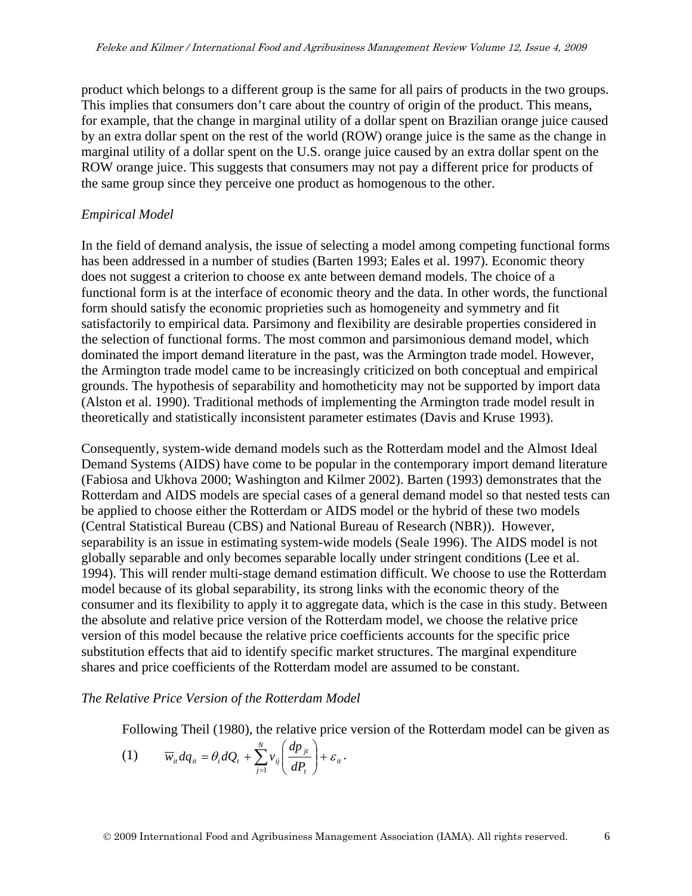product which belongs to a different group is the same for all pairs of products in the two groups. This implies that consumers don't care about the country of origin of the product. This means, for example, that the change in marginal utility of a dollar spent on Brazilian orange juice caused by an extra dollar spent on the rest of the world (ROW) orange juice is the same as the change in marginal utility of a dollar spent on the U.S. orange juice caused by an extra dollar spent on the ROW orange juice. This suggests that consumers may not pay a different price for products of the same group since they perceive one product as homogenous to the other.

*Empirical Model*

In the field of demand analysis, the issue of selecting a model among competing functional forms has been addressed in a number of studies (Barten 1993; Eales et al. 1997). Economic theory does not suggest a criterion to choose ex ante between demand models. The choice of a functional form is at the interface of economic theory and the data. In other words, the functional form should satisfy the economic proprieties such as homogeneity and symmetry and fit satisfactorily to empirical data. Parsimony and flexibility are desirable properties considered in the selection of functional forms. The most common and parsimonious demand model, which dominated the import demand literature in the past, was the Armington trade model. However, the Armington trade model came to be increasingly criticized on both conceptual and empirical grounds. The hypothesis of separability and homotheticity may not be supported by import data (Alston et al. 1990). Traditional methods of implementing the Armington trade model result in theoretically and statistically inconsistent parameter estimates (Davis and Kruse 1993).

Consequently, system-wide demand models such as the Rotterdam model and the Almost Ideal Demand Systems (AIDS) have come to be popular in the contemporary import demand literature (Fabiosa and Ukhova 2000; Washington and Kilmer 2002). Barten (1993) demonstrates that the Rotterdam and AIDS models are special cases of a general demand model so that nested tests can be applied to choose either the Rotterdam or AIDS model or the hybrid of these two models (Central Statistical Bureau (CBS) and National Bureau of Research (NBR)). However, separability is an issue in estimating system-wide models (Seale 1996). The AIDS model is not globally separable and only becomes separable locally under stringent conditions (Lee et al. 1994). This will render multi-stage demand estimation difficult. We choose to use the Rotterdam model because of its global separability, its strong links with the economic theory of the consumer and its flexibility to apply it to aggregate data, which is the case in this study. Between the absolute and relative price version of the Rotterdam model, we choose the relative price version of this model because the relative price coefficients accounts for the specific price substitution effects that aid to identify specific market structures. The marginal expenditure shares and price coefficients of the Rotterdam model are assumed to be constant.

*The Relative Price Version of the Rotterdam Model*

Following Theil (1980), the relative price version of the Rotterdam model can be given as

$$\text{(1)} \qquad \overline{w}_{it} dq_{it} = \theta_i dQ_t + \sum_{j=1}^{N} v_{ij} \left( \frac{dp_{jt}}{dP_t} \right) + \varepsilon_{it}.$$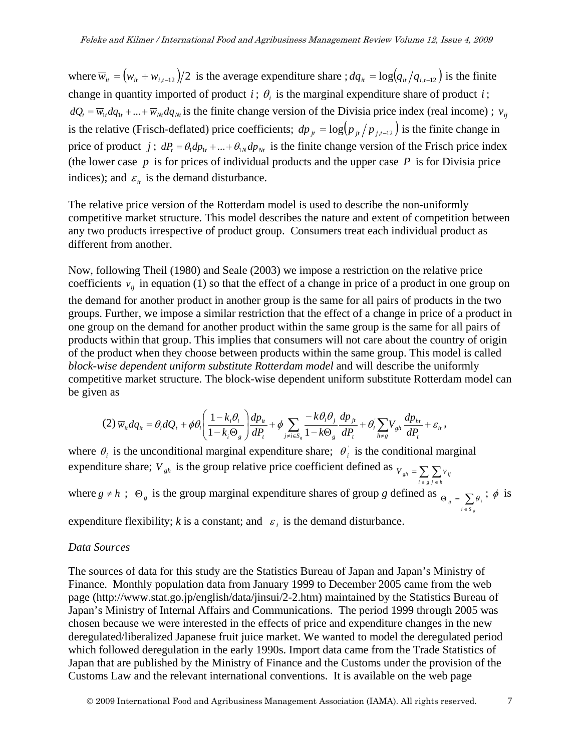where $\overline{w}_{it} = (w_{it} + w_{i,t-12})/2$ is the average expenditure share ; $dq_{it} = \log(q_{it}/q_{i,t-12})$ is the finite change in quantity imported of product $i$ ; $\theta_i$ is the marginal expenditure share of product $i$ ; $dQ_t = \overline{w}_{1t} dq_{1t} + ... + \overline{w}_{Nt} dq_{Nt}$ is the finite change version of the Divisia price index (real income) ; $v_{ij}$ is the relative (Frisch-deflated) price coefficients; $dp_{jt} = \log(p_{jt}/p_{j,t-12})$ is the finite change in price of product $j$ ; $dP_t = \theta_1 dp_{1t} + ... + \theta_{1N} dp_{Nt}$ is the finite change version of the Frisch price index (the lower case $p$ is for prices of individual products and the upper case $P$ is for Divisia price indices); and $\varepsilon_{it}$ is the demand disturbance.

The relative price version of the Rotterdam model is used to describe the non-uniformly competitive market structure. This model describes the nature and extent of competition between any two products irrespective of product group. Consumers treat each individual product as different from another.

Now, following Theil (1980) and Seale (2003) we impose a restriction on the relative price coefficients $v_{ij}$ in equation (1) so that the effect of a change in price of a product in one group on the demand for another product in another group is the same for all pairs of products in the two groups. Further, we impose a similar restriction that the effect of a change in price of a product in one group on the demand for another product within the same group is the same for all pairs of products within that group. This implies that consumers will not care about the country of origin of the product when they choose between products within the same group. This model is called *block-wise dependent uniform substitute Rotterdam model* and will describe the uniformly competitive market structure. The block-wise dependent uniform substitute Rotterdam model can be given as

$$(2)\ \overline{w}_{it} dq_{it} = \theta_i dQ_t + \phi\theta_i \left( \frac{1 - k_i \theta_i}{1 - k_i \Theta_g} \right) \frac{dp_{it}}{dP_t} + \phi \sum_{j \neq i \in S_g} \frac{-k\theta_i \theta_j}{1 - k\Theta_g} \frac{dp_{jt}}{dP_t} + \theta_i^{'} \sum_{h \neq g} V_{gh} \frac{dp_{ht}}{dP_t} + \varepsilon_{it}\,,$$

where $\theta_i$ is the unconditional marginal expenditure share; $\theta_i^{'}$ is the conditional marginal expenditure share; $V_{gh}$ is the group relative price coefficient defined as $V_{gh} = \sum_{i \in g} \sum_{j \in h} v_{ij}$ where $g \neq h$ ; $\Theta_g$ is the group marginal expenditure shares of group *g* defined as $\Theta_g = \sum_{i \in S_g} \theta_i$ ; $\phi$ is expenditure flexibility; *k* is a constant; and $\varepsilon_i$ is the demand disturbance.

*Data Sources*

The sources of data for this study are the Statistics Bureau of Japan and Japan's Ministry of Finance. Monthly population data from January 1999 to December 2005 came from the web page (http://www.stat.go.jp/english/data/jinsui/2-2.htm) maintained by the Statistics Bureau of Japan's Ministry of Internal Affairs and Communications. The period 1999 through 2005 was chosen because we were interested in the effects of price and expenditure changes in the new deregulated/liberalized Japanese fruit juice market. We wanted to model the deregulated period which followed deregulation in the early 1990s. Import data came from the Trade Statistics of Japan that are published by the Ministry of Finance and the Customs under the provision of the Customs Law and the relevant international conventions. It is available on the web page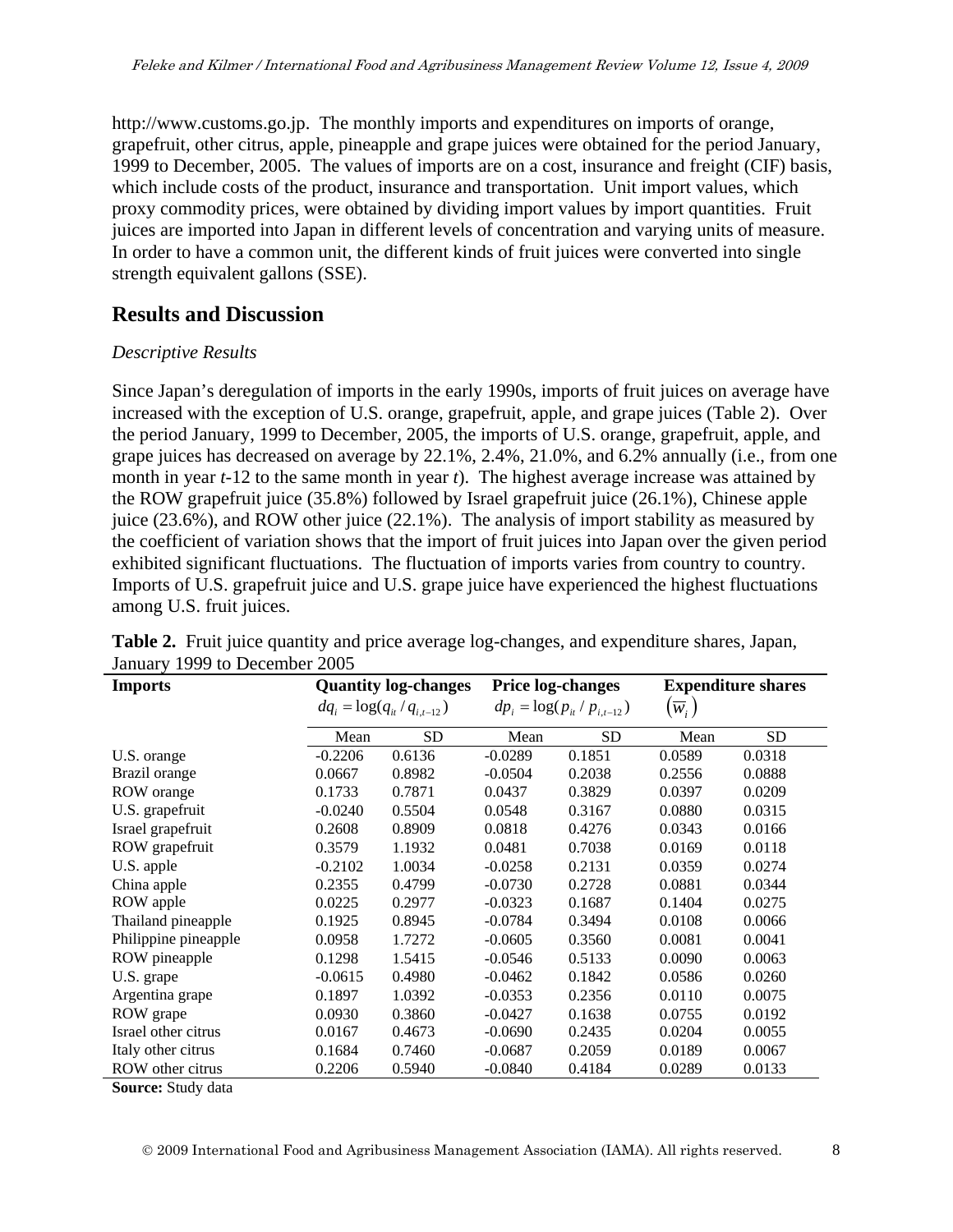http://www.customs.go.jp. The monthly imports and expenditures on imports of orange, grapefruit, other citrus, apple, pineapple and grape juices were obtained for the period January, 1999 to December, 2005. The values of imports are on a cost, insurance and freight (CIF) basis, which include costs of the product, insurance and transportation. Unit import values, which proxy commodity prices, were obtained by dividing import values by import quantities. Fruit juices are imported into Japan in different levels of concentration and varying units of measure. In order to have a common unit, the different kinds of fruit juices were converted into single strength equivalent gallons (SSE).

## Results and Discussion

### *Descriptive Results*

Since Japan's deregulation of imports in the early 1990s, imports of fruit juices on average have increased with the exception of U.S. orange, grapefruit, apple, and grape juices (Table 2). Over the period January, 1999 to December, 2005, the imports of U.S. orange, grapefruit, apple, and grape juices has decreased on average by 22.1%, 2.4%, 21.0%, and 6.2% annually (i.e., from one month in year *t*-12 to the same month in year *t*). The highest average increase was attained by the ROW grapefruit juice (35.8%) followed by Israel grapefruit juice (26.1%), Chinese apple juice (23.6%), and ROW other juice (22.1%). The analysis of import stability as measured by the coefficient of variation shows that the import of fruit juices into Japan over the given period exhibited significant fluctuations. The fluctuation of imports varies from country to country. Imports of U.S. grapefruit juice and U.S. grape juice have experienced the highest fluctuations among U.S. fruit juices.

**Table 2.** Fruit juice quantity and price average log-changes, and expenditure shares, Japan, January 1999 to December 2005

| Imports | Quantity log-changes $dq_i = \log(q_{it} / q_{i,t-12})$ | | Price log-changes $dp_i = \log(p_{it} / p_{i,t-12})$ | | Expenditure shares $(\overline{w}_i)$ | |
|---|---|---|---|---|---|---|
| | Mean | SD | Mean | SD | Mean | SD |
| U.S. orange | -0.2206 | 0.6136 | -0.0289 | 0.1851 | 0.0589 | 0.0318 |
| Brazil orange | 0.0667 | 0.8982 | -0.0504 | 0.2038 | 0.2556 | 0.0888 |
| ROW orange | 0.1733 | 0.7871 | 0.0437 | 0.3829 | 0.0397 | 0.0209 |
| U.S. grapefruit | -0.0240 | 0.5504 | 0.0548 | 0.3167 | 0.0880 | 0.0315 |
| Israel grapefruit | 0.2608 | 0.8909 | 0.0818 | 0.4276 | 0.0343 | 0.0166 |
| ROW grapefruit | 0.3579 | 1.1932 | 0.0481 | 0.7038 | 0.0169 | 0.0118 |
| U.S. apple | -0.2102 | 1.0034 | -0.0258 | 0.2131 | 0.0359 | 0.0274 |
| China apple | 0.2355 | 0.4799 | -0.0730 | 0.2728 | 0.0881 | 0.0344 |
| ROW apple | 0.0225 | 0.2977 | -0.0323 | 0.1687 | 0.1404 | 0.0275 |
| Thailand pineapple | 0.1925 | 0.8945 | -0.0784 | 0.3494 | 0.0108 | 0.0066 |
| Philippine pineapple | 0.0958 | 1.7272 | -0.0605 | 0.3560 | 0.0081 | 0.0041 |
| ROW pineapple | 0.1298 | 1.5415 | -0.0546 | 0.5133 | 0.0090 | 0.0063 |
| U.S. grape | -0.0615 | 0.4980 | -0.0462 | 0.1842 | 0.0586 | 0.0260 |
| Argentina grape | 0.1897 | 1.0392 | -0.0353 | 0.2356 | 0.0110 | 0.0075 |
| ROW grape | 0.0930 | 0.3860 | -0.0427 | 0.1638 | 0.0755 | 0.0192 |
| Israel other citrus | 0.0167 | 0.4673 | -0.0690 | 0.2435 | 0.0204 | 0.0055 |
| Italy other citrus | 0.1684 | 0.7460 | -0.0687 | 0.2059 | 0.0189 | 0.0067 |
| ROW other citrus | 0.2206 | 0.5940 | -0.0840 | 0.4184 | 0.0289 | 0.0133 |

**Source:** Study data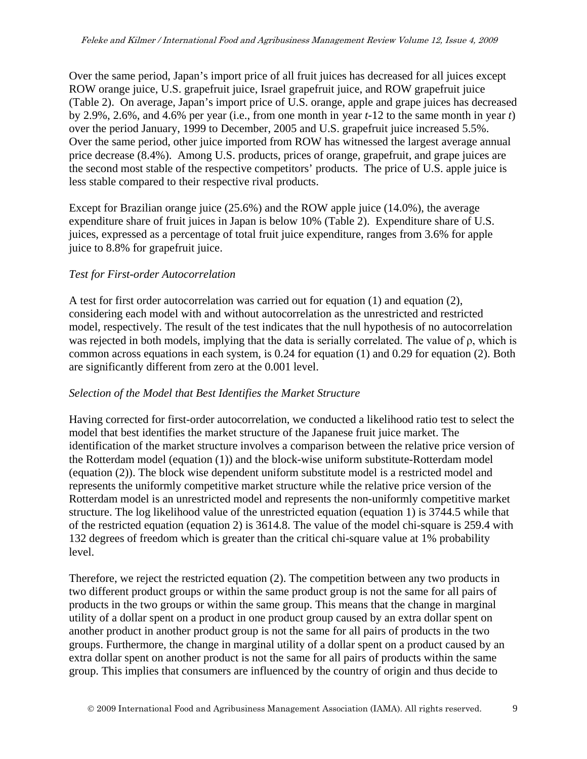Over the same period, Japan's import price of all fruit juices has decreased for all juices except ROW orange juice, U.S. grapefruit juice, Israel grapefruit juice, and ROW grapefruit juice (Table 2). On average, Japan's import price of U.S. orange, apple and grape juices has decreased by 2.9%, 2.6%, and 4.6% per year (i.e., from one month in year $t$-12 to the same month in year $t$) over the period January, 1999 to December, 2005 and U.S. grapefruit juice increased 5.5%. Over the same period, other juice imported from ROW has witnessed the largest average annual price decrease (8.4%). Among U.S. products, prices of orange, grapefruit, and grape juices are the second most stable of the respective competitors' products. The price of U.S. apple juice is less stable compared to their respective rival products.

Except for Brazilian orange juice (25.6%) and the ROW apple juice (14.0%), the average expenditure share of fruit juices in Japan is below 10% (Table 2). Expenditure share of U.S. juices, expressed as a percentage of total fruit juice expenditure, ranges from 3.6% for apple juice to 8.8% for grapefruit juice.

*Test for First-order Autocorrelation*

A test for first order autocorrelation was carried out for equation (1) and equation (2), considering each model with and without autocorrelation as the unrestricted and restricted model, respectively. The result of the test indicates that the null hypothesis of no autocorrelation was rejected in both models, implying that the data is serially correlated. The value of $\rho$, which is common across equations in each system, is 0.24 for equation (1) and 0.29 for equation (2). Both are significantly different from zero at the 0.001 level.

*Selection of the Model that Best Identifies the Market Structure*

Having corrected for first-order autocorrelation, we conducted a likelihood ratio test to select the model that best identifies the market structure of the Japanese fruit juice market. The identification of the market structure involves a comparison between the relative price version of the Rotterdam model (equation (1)) and the block-wise uniform substitute-Rotterdam model (equation (2)). The block wise dependent uniform substitute model is a restricted model and represents the uniformly competitive market structure while the relative price version of the Rotterdam model is an unrestricted model and represents the non-uniformly competitive market structure. The log likelihood value of the unrestricted equation (equation 1) is 3744.5 while that of the restricted equation (equation 2) is 3614.8. The value of the model chi-square is 259.4 with 132 degrees of freedom which is greater than the critical chi-square value at 1% probability level.

Therefore, we reject the restricted equation (2). The competition between any two products in two different product groups or within the same product group is not the same for all pairs of products in the two groups or within the same group. This means that the change in marginal utility of a dollar spent on a product in one product group caused by an extra dollar spent on another product in another product group is not the same for all pairs of products in the two groups. Furthermore, the change in marginal utility of a dollar spent on a product caused by an extra dollar spent on another product is not the same for all pairs of products within the same group. This implies that consumers are influenced by the country of origin and thus decide to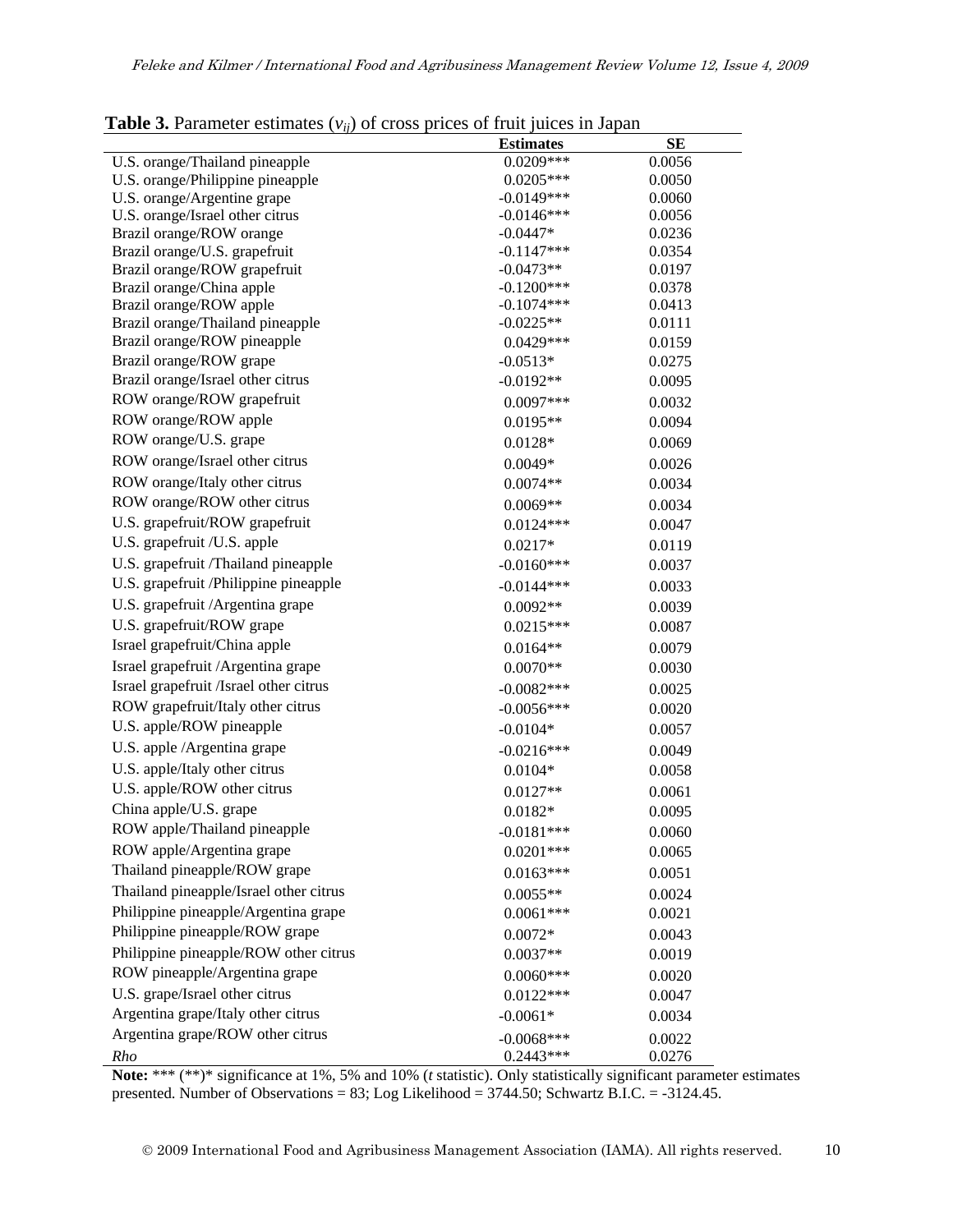**Table 3.** Parameter estimates ($v_{ij}$) of cross prices of fruit juices in Japan

| | Estimates | SE |
|---|---|---|
| U.S. orange/Thailand pineapple | 0.0209*** | 0.0056 |
| U.S. orange/Philippine pineapple | 0.0205*** | 0.0050 |
| U.S. orange/Argentine grape | -0.0149*** | 0.0060 |
| U.S. orange/Israel other citrus | -0.0146*** | 0.0056 |
| Brazil orange/ROW orange | -0.0447* | 0.0236 |
| Brazil orange/U.S. grapefruit | -0.1147*** | 0.0354 |
| Brazil orange/ROW grapefruit | -0.0473** | 0.0197 |
| Brazil orange/China apple | -0.1200*** | 0.0378 |
| Brazil orange/ROW apple | -0.1074*** | 0.0413 |
| Brazil orange/Thailand pineapple | -0.0225** | 0.0111 |
| Brazil orange/ROW pineapple | 0.0429*** | 0.0159 |
| Brazil orange/ROW grape | -0.0513* | 0.0275 |
| Brazil orange/Israel other citrus | -0.0192** | 0.0095 |
| ROW orange/ROW grapefruit | 0.0097*** | 0.0032 |
| ROW orange/ROW apple | 0.0195** | 0.0094 |
| ROW orange/U.S. grape | 0.0128* | 0.0069 |
| ROW orange/Israel other citrus | 0.0049* | 0.0026 |
| ROW orange/Italy other citrus | 0.0074** | 0.0034 |
| ROW orange/ROW other citrus | 0.0069** | 0.0034 |
| U.S. grapefruit/ROW grapefruit | 0.0124*** | 0.0047 |
| U.S. grapefruit /U.S. apple | 0.0217* | 0.0119 |
| U.S. grapefruit /Thailand pineapple | -0.0160*** | 0.0037 |
| U.S. grapefruit /Philippine pineapple | -0.0144*** | 0.0033 |
| U.S. grapefruit /Argentina grape | 0.0092** | 0.0039 |
| U.S. grapefruit/ROW grape | 0.0215*** | 0.0087 |
| Israel grapefruit/China apple | 0.0164** | 0.0079 |
| Israel grapefruit /Argentina grape | 0.0070** | 0.0030 |
| Israel grapefruit /Israel other citrus | -0.0082*** | 0.0025 |
| ROW grapefruit/Italy other citrus | -0.0056*** | 0.0020 |
| U.S. apple/ROW pineapple | -0.0104* | 0.0057 |
| U.S. apple /Argentina grape | -0.0216*** | 0.0049 |
| U.S. apple/Italy other citrus | 0.0104* | 0.0058 |
| U.S. apple/ROW other citrus | 0.0127** | 0.0061 |
| China apple/U.S. grape | 0.0182* | 0.0095 |
| ROW apple/Thailand pineapple | -0.0181*** | 0.0060 |
| ROW apple/Argentina grape | 0.0201*** | 0.0065 |
| Thailand pineapple/ROW grape | 0.0163*** | 0.0051 |
| Thailand pineapple/Israel other citrus | 0.0055** | 0.0024 |
| Philippine pineapple/Argentina grape | 0.0061*** | 0.0021 |
| Philippine pineapple/ROW grape | 0.0072* | 0.0043 |
| Philippine pineapple/ROW other citrus | 0.0037** | 0.0019 |
| ROW pineapple/Argentina grape | 0.0060*** | 0.0020 |
| U.S. grape/Israel other citrus | 0.0122*** | 0.0047 |
| Argentina grape/Italy other citrus | -0.0061* | 0.0034 |
| Argentina grape/ROW other citrus | -0.0068*** | 0.0022 |
| *Rho* | 0.2443*** | 0.0276 |

**Note:** *** (**)* significance at 1%, 5% and 10% (*t* statistic). Only statistically significant parameter estimates presented. Number of Observations = 83; Log Likelihood = 3744.50; Schwartz B.I.C. = -3124.45.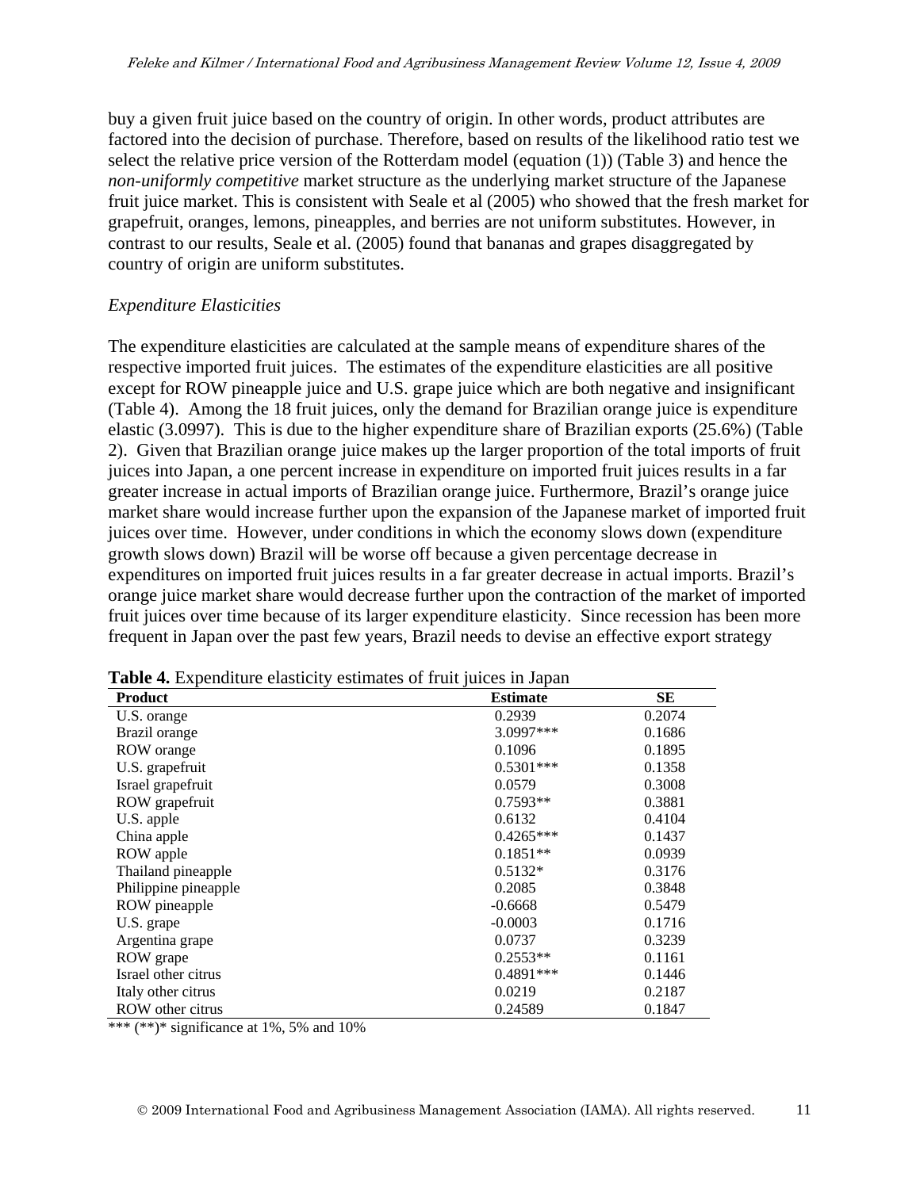buy a given fruit juice based on the country of origin. In other words, product attributes are factored into the decision of purchase. Therefore, based on results of the likelihood ratio test we select the relative price version of the Rotterdam model (equation (1)) (Table 3) and hence the *non-uniformly competitive* market structure as the underlying market structure of the Japanese fruit juice market. This is consistent with Seale et al (2005) who showed that the fresh market for grapefruit, oranges, lemons, pineapples, and berries are not uniform substitutes. However, in contrast to our results, Seale et al. (2005) found that bananas and grapes disaggregated by country of origin are uniform substitutes.

*Expenditure Elasticities*

The expenditure elasticities are calculated at the sample means of expenditure shares of the respective imported fruit juices. The estimates of the expenditure elasticities are all positive except for ROW pineapple juice and U.S. grape juice which are both negative and insignificant (Table 4). Among the 18 fruit juices, only the demand for Brazilian orange juice is expenditure elastic (3.0997). This is due to the higher expenditure share of Brazilian exports (25.6%) (Table 2). Given that Brazilian orange juice makes up the larger proportion of the total imports of fruit juices into Japan, a one percent increase in expenditure on imported fruit juices results in a far greater increase in actual imports of Brazilian orange juice. Furthermore, Brazil's orange juice market share would increase further upon the expansion of the Japanese market of imported fruit juices over time. However, under conditions in which the economy slows down (expenditure growth slows down) Brazil will be worse off because a given percentage decrease in expenditures on imported fruit juices results in a far greater decrease in actual imports. Brazil's orange juice market share would decrease further upon the contraction of the market of imported fruit juices over time because of its larger expenditure elasticity. Since recession has been more frequent in Japan over the past few years, Brazil needs to devise an effective export strategy

**Table 4.** Expenditure elasticity estimates of fruit juices in Japan

| Product | Estimate | SE |
|---|---|---|
| U.S. orange | 0.2939 | 0.2074 |
| Brazil orange | 3.0997*** | 0.1686 |
| ROW orange | 0.1096 | 0.1895 |
| U.S. grapefruit | 0.5301*** | 0.1358 |
| Israel grapefruit | 0.0579 | 0.3008 |
| ROW grapefruit | 0.7593** | 0.3881 |
| U.S. apple | 0.6132 | 0.4104 |
| China apple | 0.4265*** | 0.1437 |
| ROW apple | 0.1851** | 0.0939 |
| Thailand pineapple | 0.5132* | 0.3176 |
| Philippine pineapple | 0.2085 | 0.3848 |
| ROW pineapple | -0.6668 | 0.5479 |
| U.S. grape | -0.0003 | 0.1716 |
| Argentina grape | 0.0737 | 0.3239 |
| ROW grape | 0.2553** | 0.1161 |
| Israel other citrus | 0.4891*** | 0.1446 |
| Italy other citrus | 0.0219 | 0.2187 |
| ROW other citrus | 0.24589 | 0.1847 |

*** (**)* significance at 1%, 5% and 10%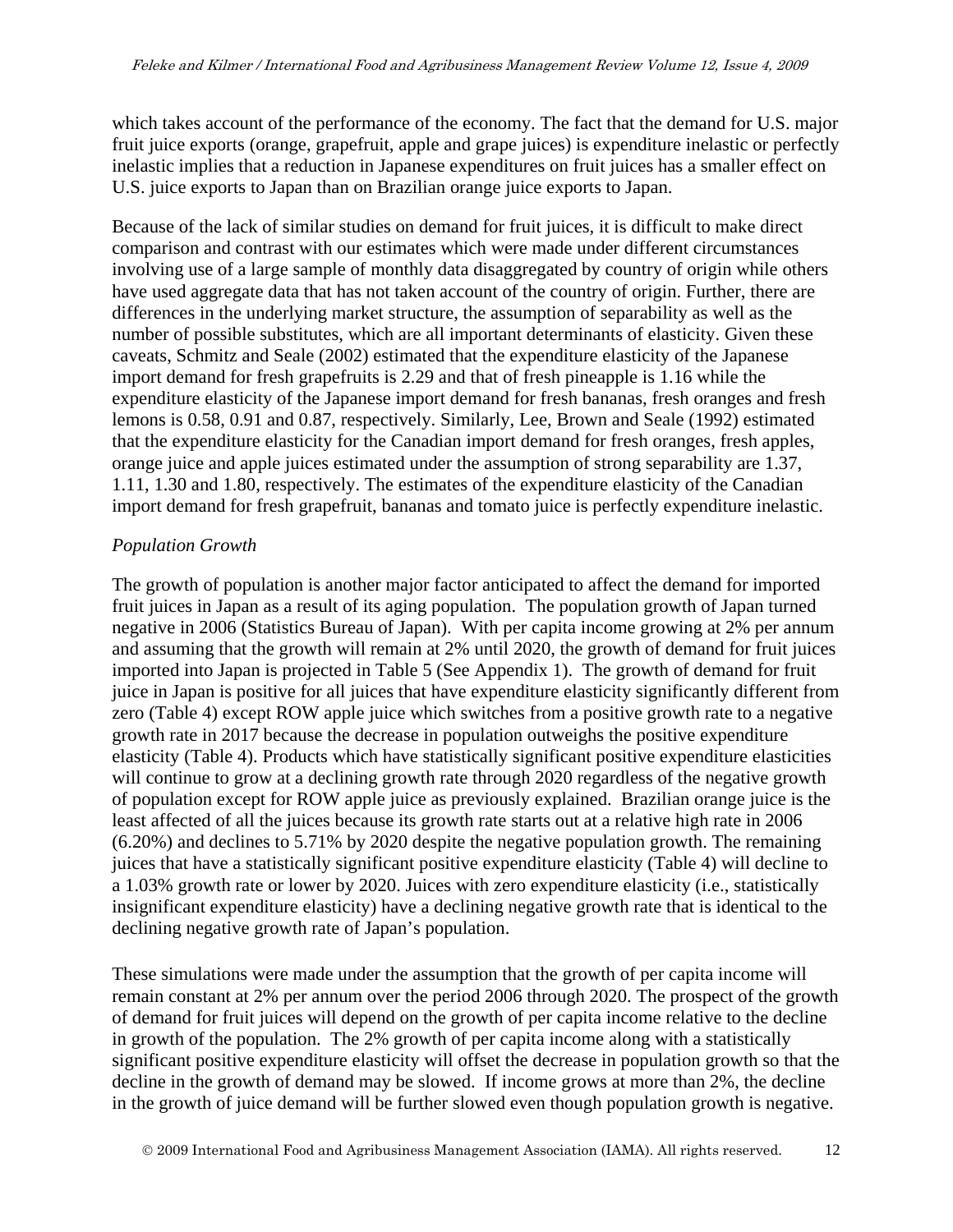which takes account of the performance of the economy. The fact that the demand for U.S. major fruit juice exports (orange, grapefruit, apple and grape juices) is expenditure inelastic or perfectly inelastic implies that a reduction in Japanese expenditures on fruit juices has a smaller effect on U.S. juice exports to Japan than on Brazilian orange juice exports to Japan.

Because of the lack of similar studies on demand for fruit juices, it is difficult to make direct comparison and contrast with our estimates which were made under different circumstances involving use of a large sample of monthly data disaggregated by country of origin while others have used aggregate data that has not taken account of the country of origin. Further, there are differences in the underlying market structure, the assumption of separability as well as the number of possible substitutes, which are all important determinants of elasticity. Given these caveats, Schmitz and Seale (2002) estimated that the expenditure elasticity of the Japanese import demand for fresh grapefruits is 2.29 and that of fresh pineapple is 1.16 while the expenditure elasticity of the Japanese import demand for fresh bananas, fresh oranges and fresh lemons is 0.58, 0.91 and 0.87, respectively. Similarly, Lee, Brown and Seale (1992) estimated that the expenditure elasticity for the Canadian import demand for fresh oranges, fresh apples, orange juice and apple juices estimated under the assumption of strong separability are 1.37, 1.11, 1.30 and 1.80, respectively. The estimates of the expenditure elasticity of the Canadian import demand for fresh grapefruit, bananas and tomato juice is perfectly expenditure inelastic.

*Population Growth*

The growth of population is another major factor anticipated to affect the demand for imported fruit juices in Japan as a result of its aging population. The population growth of Japan turned negative in 2006 (Statistics Bureau of Japan). With per capita income growing at 2% per annum and assuming that the growth will remain at 2% until 2020, the growth of demand for fruit juices imported into Japan is projected in Table 5 (See Appendix 1). The growth of demand for fruit juice in Japan is positive for all juices that have expenditure elasticity significantly different from zero (Table 4) except ROW apple juice which switches from a positive growth rate to a negative growth rate in 2017 because the decrease in population outweighs the positive expenditure elasticity (Table 4). Products which have statistically significant positive expenditure elasticities will continue to grow at a declining growth rate through 2020 regardless of the negative growth of population except for ROW apple juice as previously explained. Brazilian orange juice is the least affected of all the juices because its growth rate starts out at a relative high rate in 2006 (6.20%) and declines to 5.71% by 2020 despite the negative population growth. The remaining juices that have a statistically significant positive expenditure elasticity (Table 4) will decline to a 1.03% growth rate or lower by 2020. Juices with zero expenditure elasticity (i.e., statistically insignificant expenditure elasticity) have a declining negative growth rate that is identical to the declining negative growth rate of Japan's population.

These simulations were made under the assumption that the growth of per capita income will remain constant at 2% per annum over the period 2006 through 2020. The prospect of the growth of demand for fruit juices will depend on the growth of per capita income relative to the decline in growth of the population. The 2% growth of per capita income along with a statistically significant positive expenditure elasticity will offset the decrease in population growth so that the decline in the growth of demand may be slowed. If income grows at more than 2%, the decline in the growth of juice demand will be further slowed even though population growth is negative.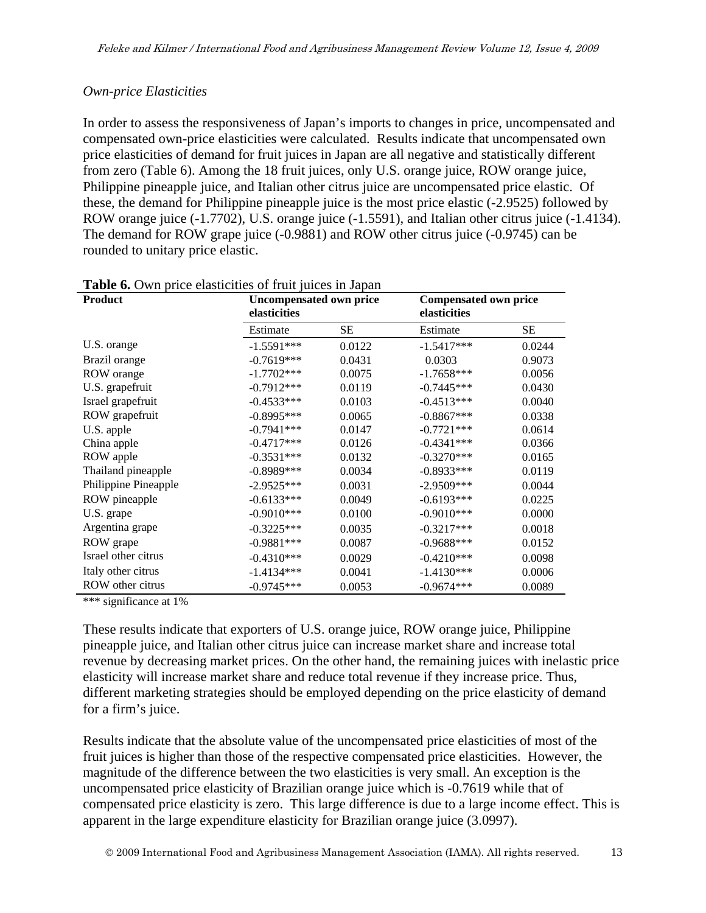*Own-price Elasticities*

In order to assess the responsiveness of Japan's imports to changes in price, uncompensated and compensated own-price elasticities were calculated. Results indicate that uncompensated own price elasticities of demand for fruit juices in Japan are all negative and statistically different from zero (Table 6). Among the 18 fruit juices, only U.S. orange juice, ROW orange juice, Philippine pineapple juice, and Italian other citrus juice are uncompensated price elastic. Of these, the demand for Philippine pineapple juice is the most price elastic (-2.9525) followed by ROW orange juice (-1.7702), U.S. orange juice (-1.5591), and Italian other citrus juice (-1.4134). The demand for ROW grape juice (-0.9881) and ROW other citrus juice (-0.9745) can be rounded to unitary price elastic.

**Table 6.** Own price elasticities of fruit juices in Japan

| Product | Uncompensated own price elasticities | | Compensated own price elasticities | |
|---|---|---|---|---|
| | Estimate | SE | Estimate | SE |
| U.S. orange | -1.5591*** | 0.0122 | -1.5417*** | 0.0244 |
| Brazil orange | -0.7619*** | 0.0431 | 0.0303 | 0.9073 |
| ROW orange | -1.7702*** | 0.0075 | -1.7658*** | 0.0056 |
| U.S. grapefruit | -0.7912*** | 0.0119 | -0.7445*** | 0.0430 |
| Israel grapefruit | -0.4533*** | 0.0103 | -0.4513*** | 0.0040 |
| ROW grapefruit | -0.8995*** | 0.0065 | -0.8867*** | 0.0338 |
| U.S. apple | -0.7941*** | 0.0147 | -0.7721*** | 0.0614 |
| China apple | -0.4717*** | 0.0126 | -0.4341*** | 0.0366 |
| ROW apple | -0.3531*** | 0.0132 | -0.3270*** | 0.0165 |
| Thailand pineapple | -0.8989*** | 0.0034 | -0.8933*** | 0.0119 |
| Philippine Pineapple | -2.9525*** | 0.0031 | -2.9509*** | 0.0044 |
| ROW pineapple | -0.6133*** | 0.0049 | -0.6193*** | 0.0225 |
| U.S. grape | -0.9010*** | 0.0100 | -0.9010*** | 0.0000 |
| Argentina grape | -0.3225*** | 0.0035 | -0.3217*** | 0.0018 |
| ROW grape | -0.9881*** | 0.0087 | -0.9688*** | 0.0152 |
| Israel other citrus | -0.4310*** | 0.0029 | -0.4210*** | 0.0098 |
| Italy other citrus | -1.4134*** | 0.0041 | -1.4130*** | 0.0006 |
| ROW other citrus | -0.9745*** | 0.0053 | -0.9674*** | 0.0089 |

*** significance at 1%

These results indicate that exporters of U.S. orange juice, ROW orange juice, Philippine pineapple juice, and Italian other citrus juice can increase market share and increase total revenue by decreasing market prices. On the other hand, the remaining juices with inelastic price elasticity will increase market share and reduce total revenue if they increase price. Thus, different marketing strategies should be employed depending on the price elasticity of demand for a firm's juice.

Results indicate that the absolute value of the uncompensated price elasticities of most of the fruit juices is higher than those of the respective compensated price elasticities. However, the magnitude of the difference between the two elasticities is very small. An exception is the uncompensated price elasticity of Brazilian orange juice which is -0.7619 while that of compensated price elasticity is zero. This large difference is due to a large income effect. This is apparent in the large expenditure elasticity for Brazilian orange juice (3.0997).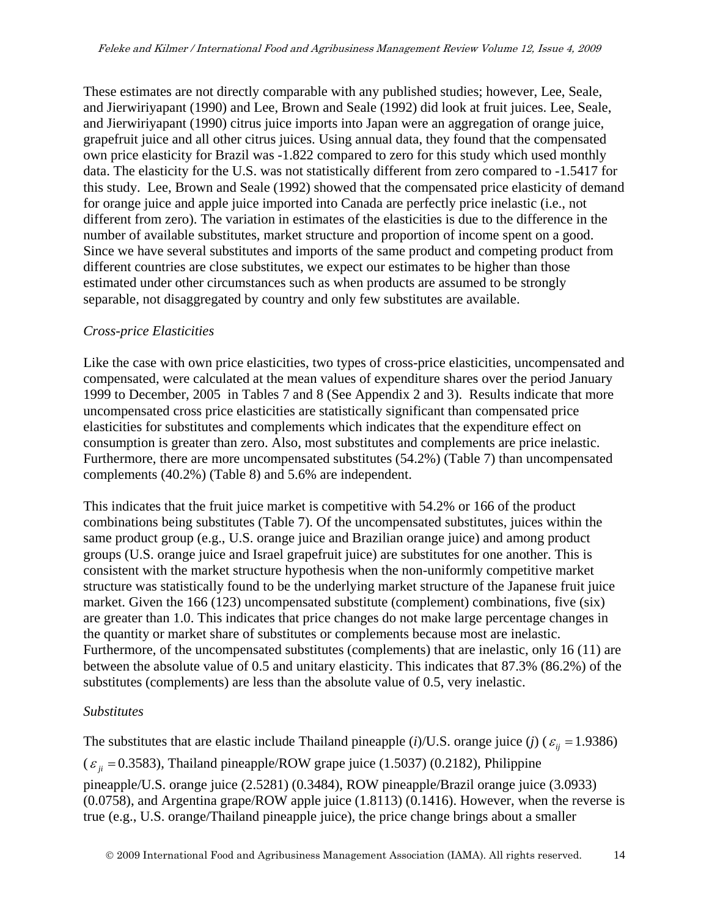These estimates are not directly comparable with any published studies; however, Lee, Seale, and Jierwiriyapant (1990) and Lee, Brown and Seale (1992) did look at fruit juices. Lee, Seale, and Jierwiriyapant (1990) citrus juice imports into Japan were an aggregation of orange juice, grapefruit juice and all other citrus juices. Using annual data, they found that the compensated own price elasticity for Brazil was -1.822 compared to zero for this study which used monthly data. The elasticity for the U.S. was not statistically different from zero compared to -1.5417 for this study. Lee, Brown and Seale (1992) showed that the compensated price elasticity of demand for orange juice and apple juice imported into Canada are perfectly price inelastic (i.e., not different from zero). The variation in estimates of the elasticities is due to the difference in the number of available substitutes, market structure and proportion of income spent on a good. Since we have several substitutes and imports of the same product and competing product from different countries are close substitutes, we expect our estimates to be higher than those estimated under other circumstances such as when products are assumed to be strongly separable, not disaggregated by country and only few substitutes are available.

*Cross-price Elasticities*

Like the case with own price elasticities, two types of cross-price elasticities, uncompensated and compensated, were calculated at the mean values of expenditure shares over the period January 1999 to December, 2005 in Tables 7 and 8 (See Appendix 2 and 3). Results indicate that more uncompensated cross price elasticities are statistically significant than compensated price elasticities for substitutes and complements which indicates that the expenditure effect on consumption is greater than zero. Also, most substitutes and complements are price inelastic. Furthermore, there are more uncompensated substitutes (54.2%) (Table 7) than uncompensated complements (40.2%) (Table 8) and 5.6% are independent.

This indicates that the fruit juice market is competitive with 54.2% or 166 of the product combinations being substitutes (Table 7). Of the uncompensated substitutes, juices within the same product group (e.g., U.S. orange juice and Brazilian orange juice) and among product groups (U.S. orange juice and Israel grapefruit juice) are substitutes for one another. This is consistent with the market structure hypothesis when the non-uniformly competitive market structure was statistically found to be the underlying market structure of the Japanese fruit juice market. Given the 166 (123) uncompensated substitute (complement) combinations, five (six) are greater than 1.0. This indicates that price changes do not make large percentage changes in the quantity or market share of substitutes or complements because most are inelastic. Furthermore, of the uncompensated substitutes (complements) that are inelastic, only 16 (11) are between the absolute value of 0.5 and unitary elasticity. This indicates that 87.3% (86.2%) of the substitutes (complements) are less than the absolute value of 0.5, very inelastic.

*Substitutes*

The substitutes that are elastic include Thailand pineapple (*i*)/U.S. orange juice (*j*) ($\varepsilon_{ij} = 1.9386$) ($\varepsilon_{ji} = 0.3583$), Thailand pineapple/ROW grape juice (1.5037) (0.2182), Philippine pineapple/U.S. orange juice (2.5281) (0.3484), ROW pineapple/Brazil orange juice (3.0933) (0.0758), and Argentina grape/ROW apple juice (1.8113) (0.1416). However, when the reverse is true (e.g., U.S. orange/Thailand pineapple juice), the price change brings about a smaller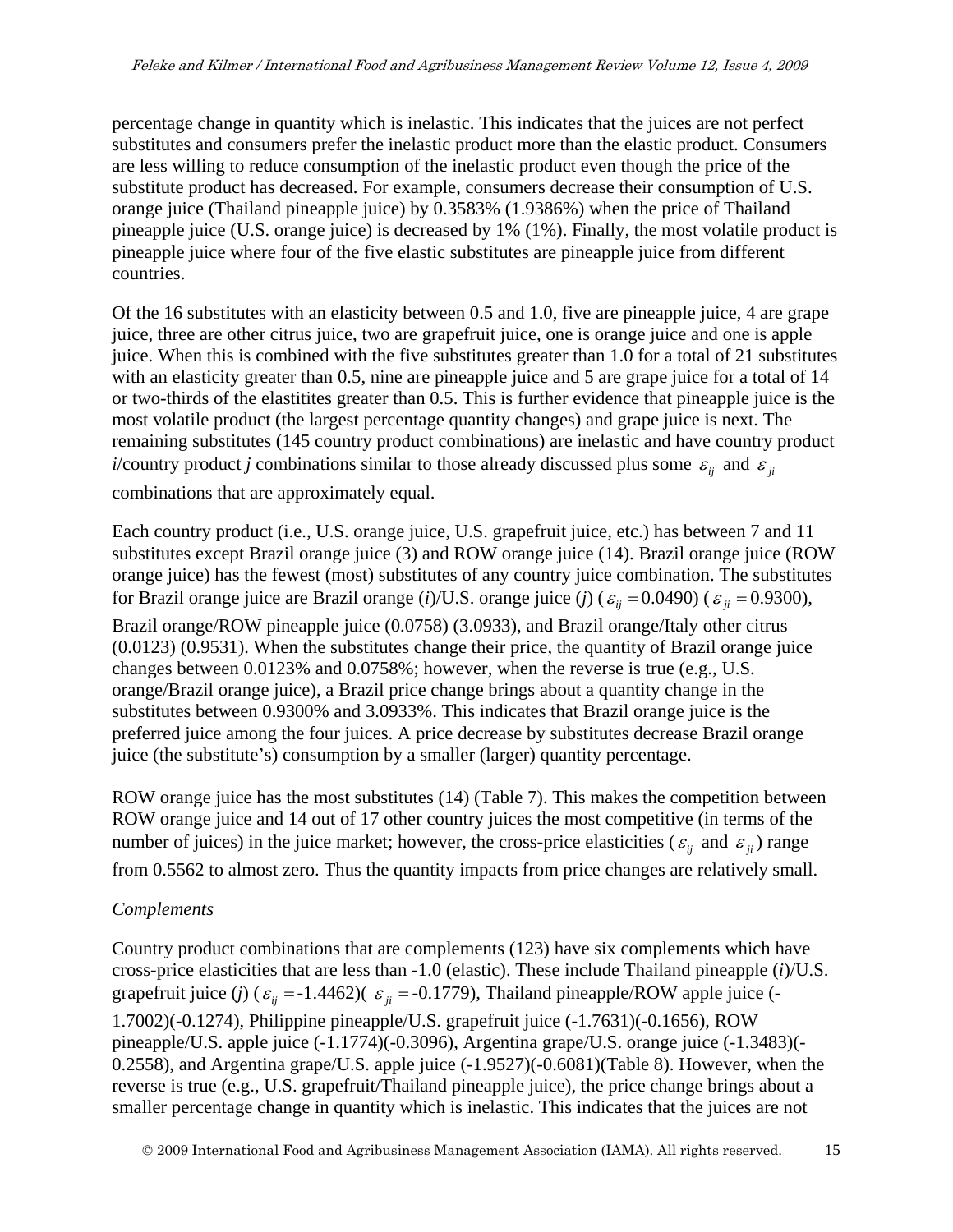percentage change in quantity which is inelastic. This indicates that the juices are not perfect substitutes and consumers prefer the inelastic product more than the elastic product. Consumers are less willing to reduce consumption of the inelastic product even though the price of the substitute product has decreased. For example, consumers decrease their consumption of U.S. orange juice (Thailand pineapple juice) by 0.3583% (1.9386%) when the price of Thailand pineapple juice (U.S. orange juice) is decreased by 1% (1%). Finally, the most volatile product is pineapple juice where four of the five elastic substitutes are pineapple juice from different countries.

Of the 16 substitutes with an elasticity between 0.5 and 1.0, five are pineapple juice, 4 are grape juice, three are other citrus juice, two are grapefruit juice, one is orange juice and one is apple juice. When this is combined with the five substitutes greater than 1.0 for a total of 21 substitutes with an elasticity greater than 0.5, nine are pineapple juice and 5 are grape juice for a total of 14 or two-thirds of the elastitites greater than 0.5. This is further evidence that pineapple juice is the most volatile product (the largest percentage quantity changes) and grape juice is next. The remaining substitutes (145 country product combinations) are inelastic and have country product *i*/country product *j* combinations similar to those already discussed plus some $\varepsilon_{ij}$ and $\varepsilon_{ji}$ combinations that are approximately equal.

Each country product (i.e., U.S. orange juice, U.S. grapefruit juice, etc.) has between 7 and 11 substitutes except Brazil orange juice (3) and ROW orange juice (14). Brazil orange juice (ROW orange juice) has the fewest (most) substitutes of any country juice combination. The substitutes for Brazil orange juice are Brazil orange (*i*)/U.S. orange juice (*j*) ($\varepsilon_{ij} = 0.0490$) ($\varepsilon_{ji} = 0.9300$), Brazil orange/ROW pineapple juice (0.0758) (3.0933), and Brazil orange/Italy other citrus (0.0123) (0.9531). When the substitutes change their price, the quantity of Brazil orange juice changes between 0.0123% and 0.0758%; however, when the reverse is true (e.g., U.S. orange/Brazil orange juice), a Brazil price change brings about a quantity change in the substitutes between 0.9300% and 3.0933%. This indicates that Brazil orange juice is the preferred juice among the four juices. A price decrease by substitutes decrease Brazil orange juice (the substitute's) consumption by a smaller (larger) quantity percentage.

ROW orange juice has the most substitutes (14) (Table 7). This makes the competition between ROW orange juice and 14 out of 17 other country juices the most competitive (in terms of the number of juices) in the juice market; however, the cross-price elasticities ($\varepsilon_{ij}$ and $\varepsilon_{ji}$) range from 0.5562 to almost zero. Thus the quantity impacts from price changes are relatively small.

*Complements*

Country product combinations that are complements (123) have six complements which have cross-price elasticities that are less than -1.0 (elastic). These include Thailand pineapple (*i*)/U.S. grapefruit juice (*j*) ($\varepsilon_{ij} = -1.4462$)($\varepsilon_{ji} = -0.1779$), Thailand pineapple/ROW apple juice (-1.7002)(-0.1274), Philippine pineapple/U.S. grapefruit juice (-1.7631)(-0.1656), ROW pineapple/U.S. apple juice (-1.1774)(-0.3096), Argentina grape/U.S. orange juice (-1.3483)(-0.2558), and Argentina grape/U.S. apple juice (-1.9527)(-0.6081)(Table 8). However, when the reverse is true (e.g., U.S. grapefruit/Thailand pineapple juice), the price change brings about a smaller percentage change in quantity which is inelastic. This indicates that the juices are not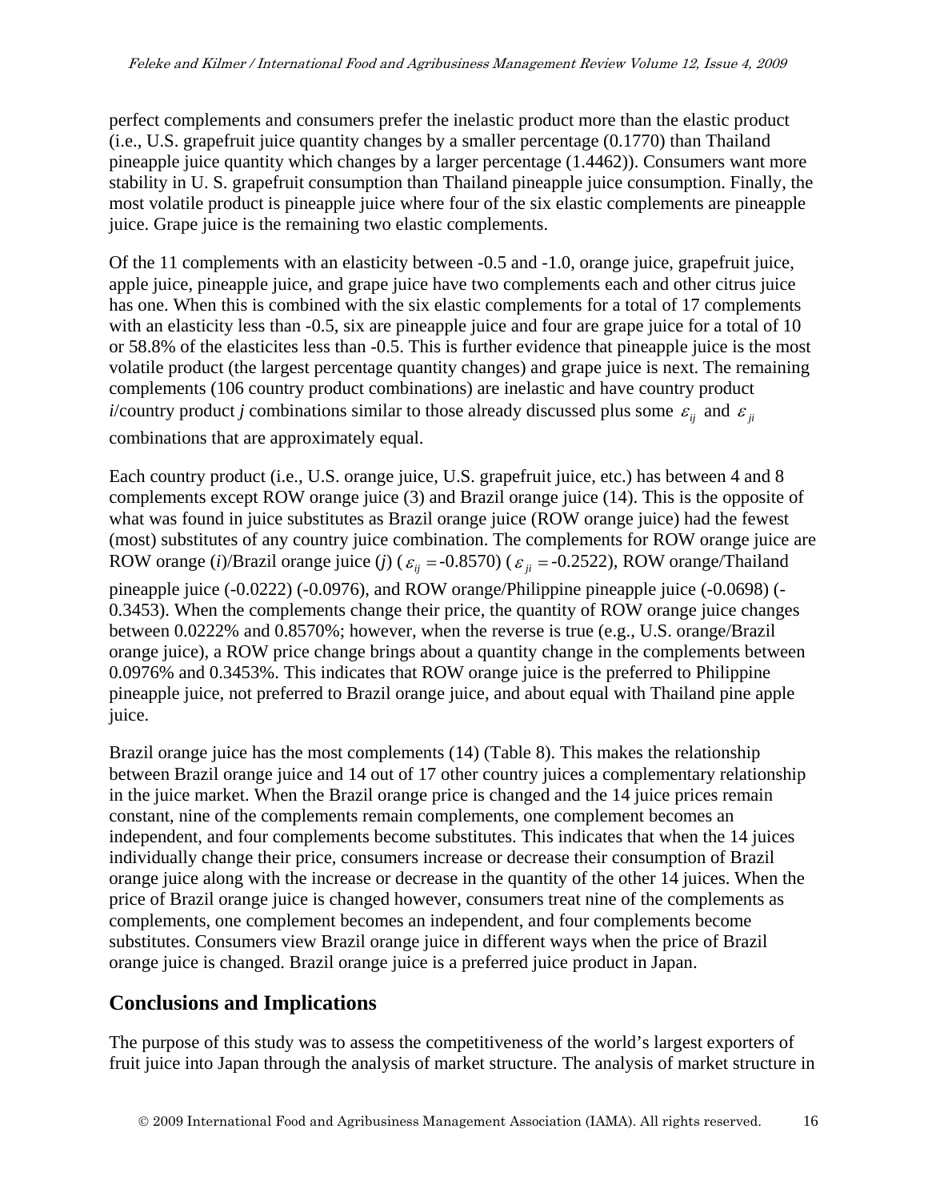perfect complements and consumers prefer the inelastic product more than the elastic product (i.e., U.S. grapefruit juice quantity changes by a smaller percentage (0.1770) than Thailand pineapple juice quantity which changes by a larger percentage (1.4462)). Consumers want more stability in U. S. grapefruit consumption than Thailand pineapple juice consumption. Finally, the most volatile product is pineapple juice where four of the six elastic complements are pineapple juice. Grape juice is the remaining two elastic complements.

Of the 11 complements with an elasticity between -0.5 and -1.0, orange juice, grapefruit juice, apple juice, pineapple juice, and grape juice have two complements each and other citrus juice has one. When this is combined with the six elastic complements for a total of 17 complements with an elasticity less than -0.5, six are pineapple juice and four are grape juice for a total of 10 or 58.8% of the elasticites less than -0.5. This is further evidence that pineapple juice is the most volatile product (the largest percentage quantity changes) and grape juice is next. The remaining complements (106 country product combinations) are inelastic and have country product *i*/country product *j* combinations similar to those already discussed plus some $\varepsilon_{ij}$ and $\varepsilon_{ji}$ combinations that are approximately equal.

Each country product (i.e., U.S. orange juice, U.S. grapefruit juice, etc.) has between 4 and 8 complements except ROW orange juice (3) and Brazil orange juice (14). This is the opposite of what was found in juice substitutes as Brazil orange juice (ROW orange juice) had the fewest (most) substitutes of any country juice combination. The complements for ROW orange juice are ROW orange (*i*)/Brazil orange juice (*j*) ($\varepsilon_{ij} =$-0.8570) ($\varepsilon_{ji} =$-0.2522), ROW orange/Thailand pineapple juice (-0.0222) (-0.0976), and ROW orange/Philippine pineapple juice (-0.0698) (-0.3453). When the complements change their price, the quantity of ROW orange juice changes between 0.0222% and 0.8570%; however, when the reverse is true (e.g., U.S. orange/Brazil orange juice), a ROW price change brings about a quantity change in the complements between 0.0976% and 0.3453%. This indicates that ROW orange juice is the preferred to Philippine pineapple juice, not preferred to Brazil orange juice, and about equal with Thailand pine apple juice.

Brazil orange juice has the most complements (14) (Table 8). This makes the relationship between Brazil orange juice and 14 out of 17 other country juices a complementary relationship in the juice market. When the Brazil orange price is changed and the 14 juice prices remain constant, nine of the complements remain complements, one complement becomes an independent, and four complements become substitutes. This indicates that when the 14 juices individually change their price, consumers increase or decrease their consumption of Brazil orange juice along with the increase or decrease in the quantity of the other 14 juices. When the price of Brazil orange juice is changed however, consumers treat nine of the complements as complements, one complement becomes an independent, and four complements become substitutes. Consumers view Brazil orange juice in different ways when the price of Brazil orange juice is changed. Brazil orange juice is a preferred juice product in Japan.

## Conclusions and Implications

The purpose of this study was to assess the competitiveness of the world's largest exporters of fruit juice into Japan through the analysis of market structure. The analysis of market structure in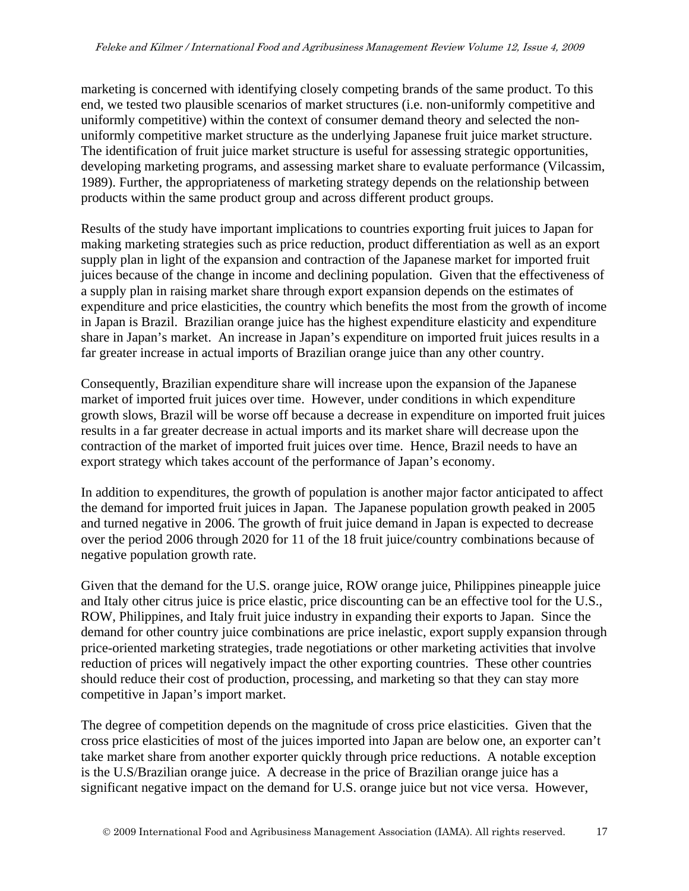marketing is concerned with identifying closely competing brands of the same product. To this end, we tested two plausible scenarios of market structures (i.e. non-uniformly competitive and uniformly competitive) within the context of consumer demand theory and selected the non-uniformly competitive market structure as the underlying Japanese fruit juice market structure. The identification of fruit juice market structure is useful for assessing strategic opportunities, developing marketing programs, and assessing market share to evaluate performance (Vilcassim, 1989). Further, the appropriateness of marketing strategy depends on the relationship between products within the same product group and across different product groups.

Results of the study have important implications to countries exporting fruit juices to Japan for making marketing strategies such as price reduction, product differentiation as well as an export supply plan in light of the expansion and contraction of the Japanese market for imported fruit juices because of the change in income and declining population. Given that the effectiveness of a supply plan in raising market share through export expansion depends on the estimates of expenditure and price elasticities, the country which benefits the most from the growth of income in Japan is Brazil. Brazilian orange juice has the highest expenditure elasticity and expenditure share in Japan's market. An increase in Japan's expenditure on imported fruit juices results in a far greater increase in actual imports of Brazilian orange juice than any other country.

Consequently, Brazilian expenditure share will increase upon the expansion of the Japanese market of imported fruit juices over time. However, under conditions in which expenditure growth slows, Brazil will be worse off because a decrease in expenditure on imported fruit juices results in a far greater decrease in actual imports and its market share will decrease upon the contraction of the market of imported fruit juices over time. Hence, Brazil needs to have an export strategy which takes account of the performance of Japan's economy.

In addition to expenditures, the growth of population is another major factor anticipated to affect the demand for imported fruit juices in Japan. The Japanese population growth peaked in 2005 and turned negative in 2006. The growth of fruit juice demand in Japan is expected to decrease over the period 2006 through 2020 for 11 of the 18 fruit juice/country combinations because of negative population growth rate.

Given that the demand for the U.S. orange juice, ROW orange juice, Philippines pineapple juice and Italy other citrus juice is price elastic, price discounting can be an effective tool for the U.S., ROW, Philippines, and Italy fruit juice industry in expanding their exports to Japan. Since the demand for other country juice combinations are price inelastic, export supply expansion through price-oriented marketing strategies, trade negotiations or other marketing activities that involve reduction of prices will negatively impact the other exporting countries. These other countries should reduce their cost of production, processing, and marketing so that they can stay more competitive in Japan's import market.

The degree of competition depends on the magnitude of cross price elasticities. Given that the cross price elasticities of most of the juices imported into Japan are below one, an exporter can't take market share from another exporter quickly through price reductions. A notable exception is the U.S/Brazilian orange juice. A decrease in the price of Brazilian orange juice has a significant negative impact on the demand for U.S. orange juice but not vice versa. However,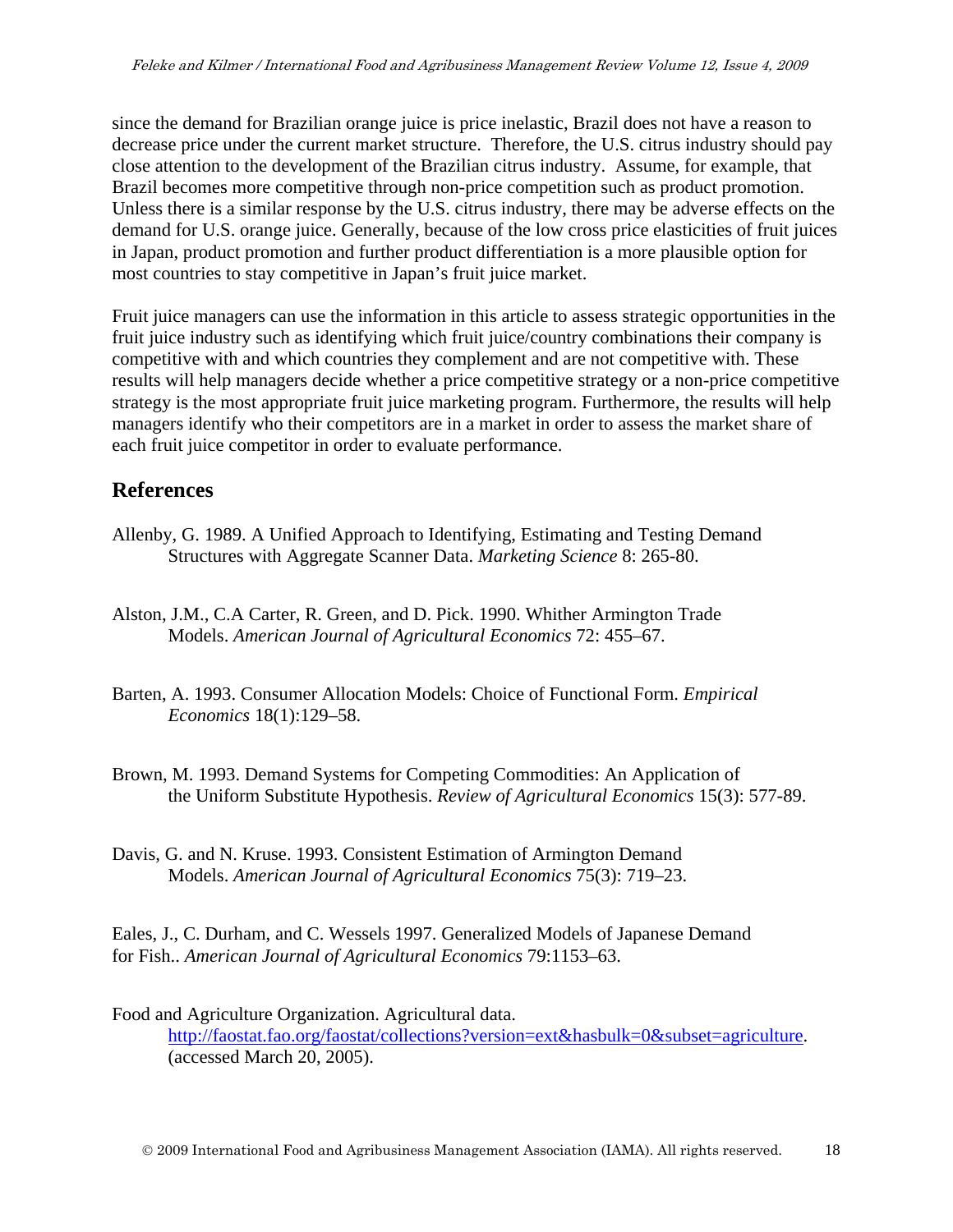since the demand for Brazilian orange juice is price inelastic, Brazil does not have a reason to decrease price under the current market structure. Therefore, the U.S. citrus industry should pay close attention to the development of the Brazilian citrus industry. Assume, for example, that Brazil becomes more competitive through non-price competition such as product promotion. Unless there is a similar response by the U.S. citrus industry, there may be adverse effects on the demand for U.S. orange juice. Generally, because of the low cross price elasticities of fruit juices in Japan, product promotion and further product differentiation is a more plausible option for most countries to stay competitive in Japan's fruit juice market.

Fruit juice managers can use the information in this article to assess strategic opportunities in the fruit juice industry such as identifying which fruit juice/country combinations their company is competitive with and which countries they complement and are not competitive with. These results will help managers decide whether a price competitive strategy or a non-price competitive strategy is the most appropriate fruit juice marketing program. Furthermore, the results will help managers identify who their competitors are in a market in order to assess the market share of each fruit juice competitor in order to evaluate performance.

## References

Allenby, G. 1989. A Unified Approach to Identifying, Estimating and Testing Demand Structures with Aggregate Scanner Data. *Marketing Science* 8: 265-80.

Alston, J.M., C.A Carter, R. Green, and D. Pick. 1990. Whither Armington Trade Models. *American Journal of Agricultural Economics* 72: 455–67.

Barten, A. 1993. Consumer Allocation Models: Choice of Functional Form. *Empirical Economics* 18(1):129–58.

Brown, M. 1993. Demand Systems for Competing Commodities: An Application of the Uniform Substitute Hypothesis. *Review of Agricultural Economics* 15(3): 577-89.

Davis, G. and N. Kruse. 1993. Consistent Estimation of Armington Demand Models. *American Journal of Agricultural Economics* 75(3): 719–23.

Eales, J., C. Durham, and C. Wessels 1997. Generalized Models of Japanese Demand for Fish.. *American Journal of Agricultural Economics* 79:1153–63.

Food and Agriculture Organization. Agricultural data. http://faostat.fao.org/faostat/collections?version=ext&hasbulk=0&subset=agriculture. (accessed March 20, 2005).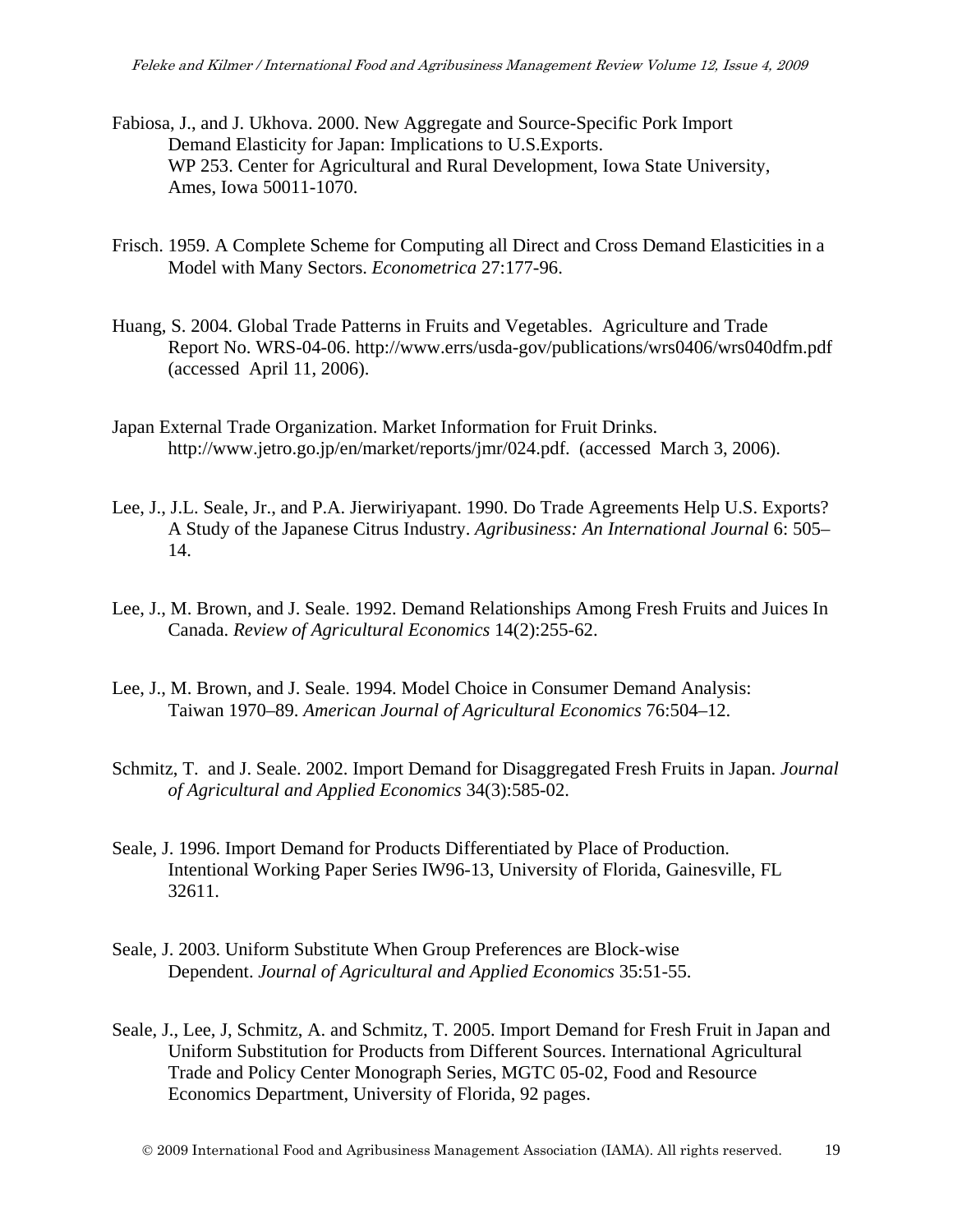Fabiosa, J., and J. Ukhova. 2000. New Aggregate and Source-Specific Pork Import Demand Elasticity for Japan: Implications to U.S.Exports. WP 253. Center for Agricultural and Rural Development, Iowa State University, Ames, Iowa 50011-1070.

Frisch. 1959. A Complete Scheme for Computing all Direct and Cross Demand Elasticities in a Model with Many Sectors. *Econometrica* 27:177-96.

Huang, S. 2004. Global Trade Patterns in Fruits and Vegetables. Agriculture and Trade Report No. WRS-04-06. http://www.errs/usda-gov/publications/wrs0406/wrs040dfm.pdf (accessed April 11, 2006).

Japan External Trade Organization. Market Information for Fruit Drinks. http://www.jetro.go.jp/en/market/reports/jmr/024.pdf. (accessed March 3, 2006).

Lee, J., J.L. Seale, Jr., and P.A. Jierwiriyapant. 1990. Do Trade Agreements Help U.S. Exports? A Study of the Japanese Citrus Industry. *Agribusiness: An International Journal* 6: 505–14.

Lee, J., M. Brown, and J. Seale. 1992. Demand Relationships Among Fresh Fruits and Juices In Canada. *Review of Agricultural Economics* 14(2):255-62.

Lee, J., M. Brown, and J. Seale. 1994. Model Choice in Consumer Demand Analysis: Taiwan 1970–89. *American Journal of Agricultural Economics* 76:504–12.

Schmitz, T. and J. Seale. 2002. Import Demand for Disaggregated Fresh Fruits in Japan. *Journal of Agricultural and Applied Economics* 34(3):585-02.

Seale, J. 1996. Import Demand for Products Differentiated by Place of Production. Intentional Working Paper Series IW96-13, University of Florida, Gainesville, FL 32611.

Seale, J. 2003. Uniform Substitute When Group Preferences are Block-wise Dependent. *Journal of Agricultural and Applied Economics* 35:51-55.

Seale, J., Lee, J, Schmitz, A. and Schmitz, T. 2005. Import Demand for Fresh Fruit in Japan and Uniform Substitution for Products from Different Sources. International Agricultural Trade and Policy Center Monograph Series, MGTC 05-02, Food and Resource Economics Department, University of Florida, 92 pages.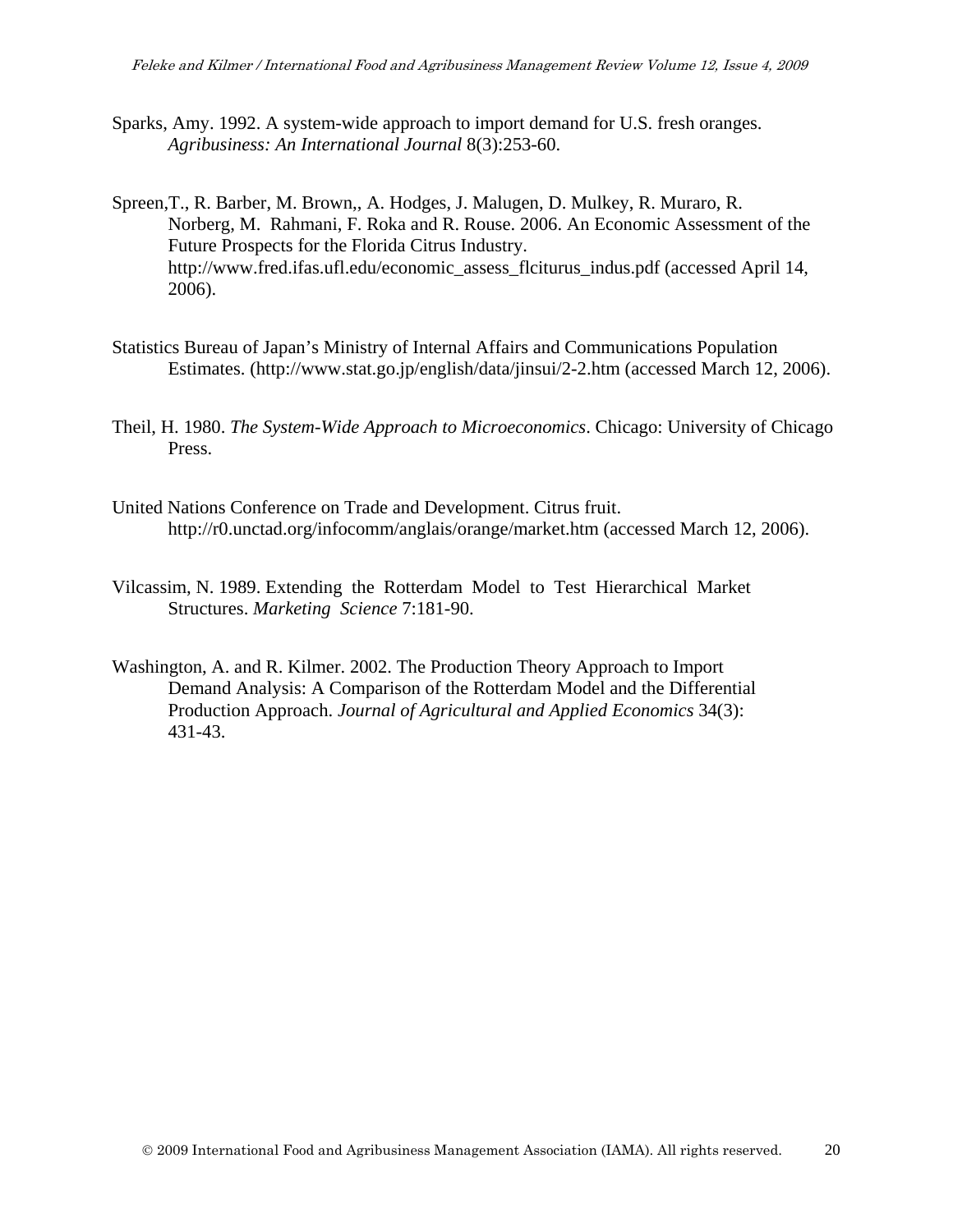Sparks, Amy. 1992. A system-wide approach to import demand for U.S. fresh oranges. *Agribusiness: An International Journal* 8(3):253-60.

Spreen,T., R. Barber, M. Brown,, A. Hodges, J. Malugen, D. Mulkey, R. Muraro, R. Norberg, M. Rahmani, F. Roka and R. Rouse. 2006. An Economic Assessment of the Future Prospects for the Florida Citrus Industry. http://www.fred.ifas.ufl.edu/economic_assess_flciturus_indus.pdf (accessed April 14, 2006).

Statistics Bureau of Japan's Ministry of Internal Affairs and Communications Population Estimates. (http://www.stat.go.jp/english/data/jinsui/2-2.htm (accessed March 12, 2006).

Theil, H. 1980. *The System-Wide Approach to Microeconomics*. Chicago: University of Chicago Press.

United Nations Conference on Trade and Development. Citrus fruit. http://r0.unctad.org/infocomm/anglais/orange/market.htm (accessed March 12, 2006).

Vilcassim, N. 1989. Extending the Rotterdam Model to Test Hierarchical Market Structures. *Marketing Science* 7:181-90.

Washington, A. and R. Kilmer. 2002. The Production Theory Approach to Import Demand Analysis: A Comparison of the Rotterdam Model and the Differential Production Approach. *Journal of Agricultural and Applied Economics* 34(3): 431-43.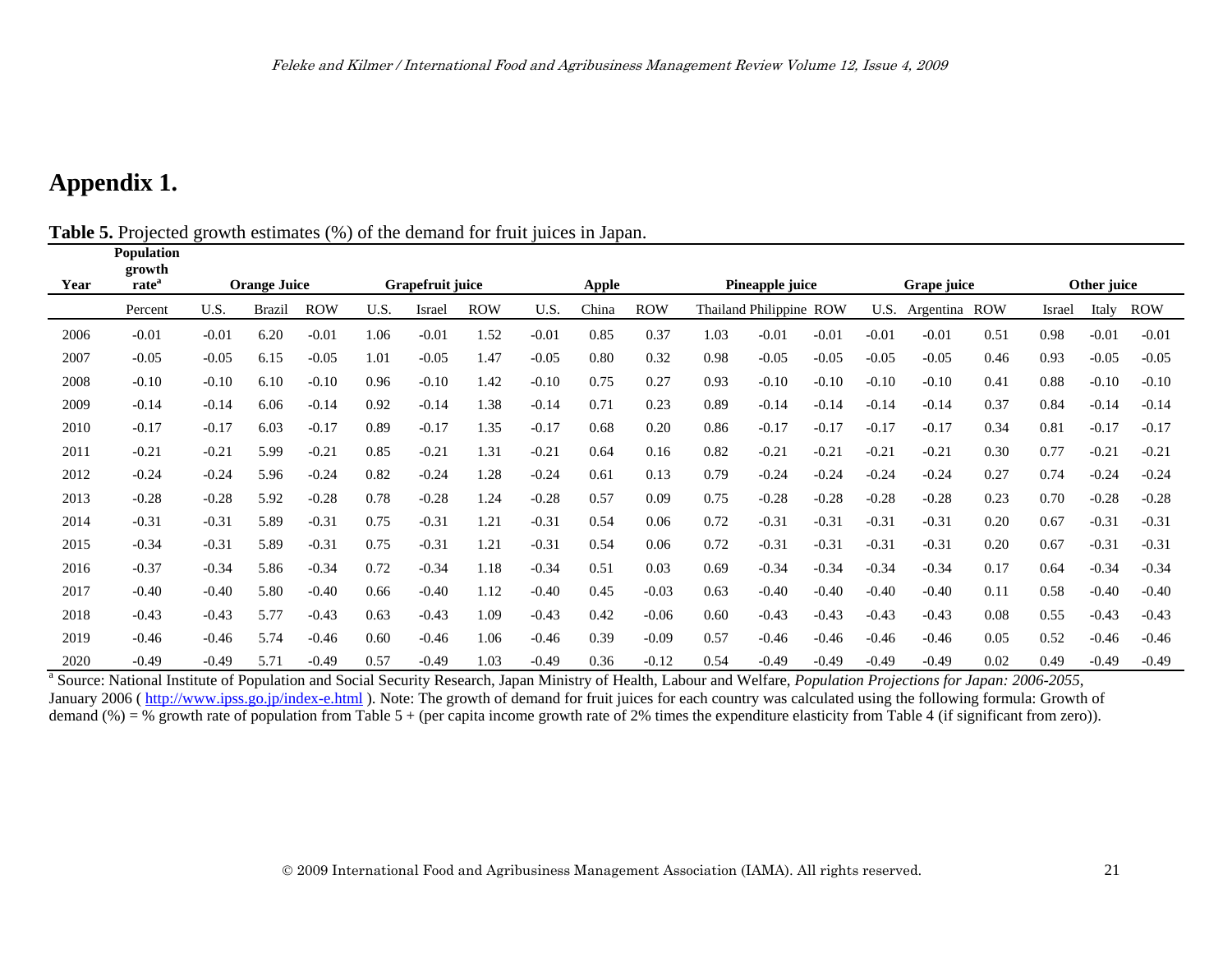# Appendix 1.

**Table 5.** Projected growth estimates (%) of the demand for fruit juices in Japan.

| Year | Population growth rate[a] | Orange Juice | | | Grapefruit juice | | | Apple | | | Pineapple juice | | | Grape juice | | | Other juice | | |
|---|---|---|---|---|---|---|---|---|---|---|---|---|---|---|---|---|---|---|---|
| | Percent | U.S. | Brazil | ROW | U.S. | Israel | ROW | U.S. | China | ROW | Thailand | Philippine | ROW | U.S. | Argentina | ROW | Israel | Italy | ROW |
| 2006 | -0.01 | -0.01 | 6.20 | -0.01 | 1.06 | -0.01 | 1.52 | -0.01 | 0.85 | 0.37 | 1.03 | -0.01 | -0.01 | -0.01 | -0.01 | 0.51 | 0.98 | -0.01 | -0.01 |
| 2007 | -0.05 | -0.05 | 6.15 | -0.05 | 1.01 | -0.05 | 1.47 | -0.05 | 0.80 | 0.32 | 0.98 | -0.05 | -0.05 | -0.05 | -0.05 | 0.46 | 0.93 | -0.05 | -0.05 |
| 2008 | -0.10 | -0.10 | 6.10 | -0.10 | 0.96 | -0.10 | 1.42 | -0.10 | 0.75 | 0.27 | 0.93 | -0.10 | -0.10 | -0.10 | -0.10 | 0.41 | 0.88 | -0.10 | -0.10 |
| 2009 | -0.14 | -0.14 | 6.06 | -0.14 | 0.92 | -0.14 | 1.38 | -0.14 | 0.71 | 0.23 | 0.89 | -0.14 | -0.14 | -0.14 | -0.14 | 0.37 | 0.84 | -0.14 | -0.14 |
| 2010 | -0.17 | -0.17 | 6.03 | -0.17 | 0.89 | -0.17 | 1.35 | -0.17 | 0.68 | 0.20 | 0.86 | -0.17 | -0.17 | -0.17 | -0.17 | 0.34 | 0.81 | -0.17 | -0.17 |
| 2011 | -0.21 | -0.21 | 5.99 | -0.21 | 0.85 | -0.21 | 1.31 | -0.21 | 0.64 | 0.16 | 0.82 | -0.21 | -0.21 | -0.21 | -0.21 | 0.30 | 0.77 | -0.21 | -0.21 |
| 2012 | -0.24 | -0.24 | 5.96 | -0.24 | 0.82 | -0.24 | 1.28 | -0.24 | 0.61 | 0.13 | 0.79 | -0.24 | -0.24 | -0.24 | -0.24 | 0.27 | 0.74 | -0.24 | -0.24 |
| 2013 | -0.28 | -0.28 | 5.92 | -0.28 | 0.78 | -0.28 | 1.24 | -0.28 | 0.57 | 0.09 | 0.75 | -0.28 | -0.28 | -0.28 | -0.28 | 0.23 | 0.70 | -0.28 | -0.28 |
| 2014 | -0.31 | -0.31 | 5.89 | -0.31 | 0.75 | -0.31 | 1.21 | -0.31 | 0.54 | 0.06 | 0.72 | -0.31 | -0.31 | -0.31 | -0.31 | 0.20 | 0.67 | -0.31 | -0.31 |
| 2015 | -0.34 | -0.31 | 5.89 | -0.31 | 0.75 | -0.31 | 1.21 | -0.31 | 0.54 | 0.06 | 0.72 | -0.31 | -0.31 | -0.31 | -0.31 | 0.20 | 0.67 | -0.31 | -0.31 |
| 2016 | -0.37 | -0.34 | 5.86 | -0.34 | 0.72 | -0.34 | 1.18 | -0.34 | 0.51 | 0.03 | 0.69 | -0.34 | -0.34 | -0.34 | -0.34 | 0.17 | 0.64 | -0.34 | -0.34 |
| 2017 | -0.40 | -0.40 | 5.80 | -0.40 | 0.66 | -0.40 | 1.12 | -0.40 | 0.45 | -0.03 | 0.63 | -0.40 | -0.40 | -0.40 | -0.40 | 0.11 | 0.58 | -0.40 | -0.40 |
| 2018 | -0.43 | -0.43 | 5.77 | -0.43 | 0.63 | -0.43 | 1.09 | -0.43 | 0.42 | -0.06 | 0.60 | -0.43 | -0.43 | -0.43 | -0.43 | 0.08 | 0.55 | -0.43 | -0.43 |
| 2019 | -0.46 | -0.46 | 5.74 | -0.46 | 0.60 | -0.46 | 1.06 | -0.46 | 0.39 | -0.09 | 0.57 | -0.46 | -0.46 | -0.46 | -0.46 | 0.05 | 0.52 | -0.46 | -0.46 |
| 2020 | -0.49 | -0.49 | 5.71 | -0.49 | 0.57 | -0.49 | 1.03 | -0.49 | 0.36 | -0.12 | 0.54 | -0.49 | -0.49 | -0.49 | -0.49 | 0.02 | 0.49 | -0.49 | -0.49 |

[a] Source: National Institute of Population and Social Security Research, Japan Ministry of Health, Labour and Welfare, *Population Projections for Japan: 2006-2055*, January 2006 ( http://www.ipss.go.jp/index-e.html ). Note: The growth of demand for fruit juices for each country was calculated using the following formula: Growth of demand (%) = % growth rate of population from Table 5 + (per capita income growth rate of 2% times the expenditure elasticity from Table 4 (if significant from zero)).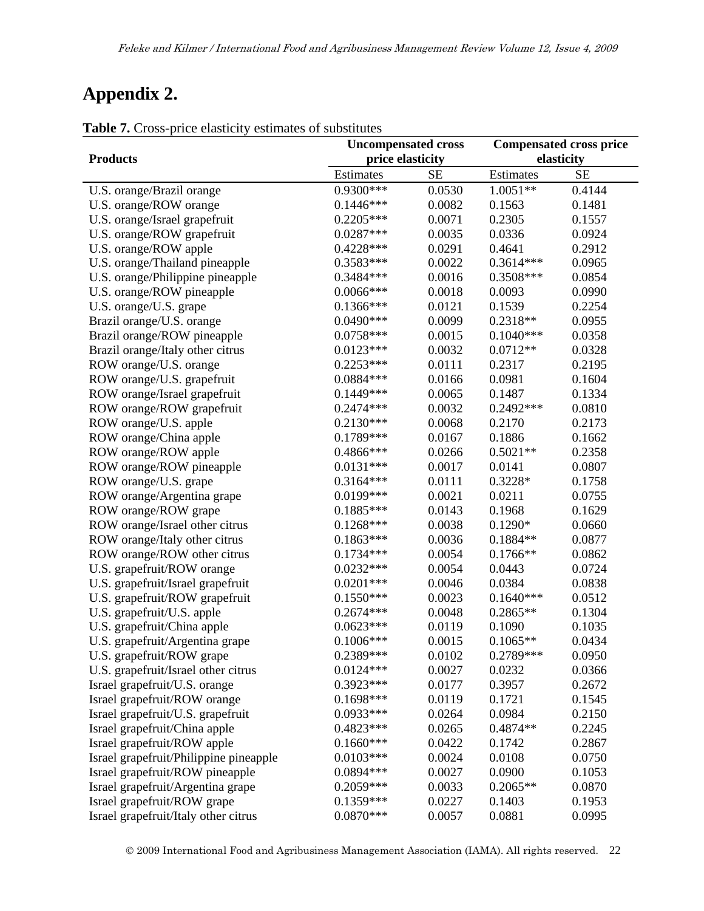# Appendix 2.

**Table 7.** Cross-price elasticity estimates of substitutes

| Products | Uncompensated cross price elasticity | | Compensated cross price elasticity | |
|---|---|---|---|---|
| | Estimates | SE | Estimates | SE |
| U.S. orange/Brazil orange | 0.9300*** | 0.0530 | 1.0051** | 0.4144 |
| U.S. orange/ROW orange | 0.1446*** | 0.0082 | 0.1563 | 0.1481 |
| U.S. orange/Israel grapefruit | 0.2205*** | 0.0071 | 0.2305 | 0.1557 |
| U.S. orange/ROW grapefruit | 0.0287*** | 0.0035 | 0.0336 | 0.0924 |
| U.S. orange/ROW apple | 0.4228*** | 0.0291 | 0.4641 | 0.2912 |
| U.S. orange/Thailand pineapple | 0.3583*** | 0.0022 | 0.3614*** | 0.0965 |
| U.S. orange/Philippine pineapple | 0.3484*** | 0.0016 | 0.3508*** | 0.0854 |
| U.S. orange/ROW pineapple | 0.0066*** | 0.0018 | 0.0093 | 0.0990 |
| U.S. orange/U.S. grape | 0.1366*** | 0.0121 | 0.1539 | 0.2254 |
| Brazil orange/U.S. orange | 0.0490*** | 0.0099 | 0.2318** | 0.0955 |
| Brazil orange/ROW pineapple | 0.0758*** | 0.0015 | 0.1040*** | 0.0358 |
| Brazil orange/Italy other citrus | 0.0123*** | 0.0032 | 0.0712** | 0.0328 |
| ROW orange/U.S. orange | 0.2253*** | 0.0111 | 0.2317 | 0.2195 |
| ROW orange/U.S. grapefruit | 0.0884*** | 0.0166 | 0.0981 | 0.1604 |
| ROW orange/Israel grapefruit | 0.1449*** | 0.0065 | 0.1487 | 0.1334 |
| ROW orange/ROW grapefruit | 0.2474*** | 0.0032 | 0.2492*** | 0.0810 |
| ROW orange/U.S. apple | 0.2130*** | 0.0068 | 0.2170 | 0.2173 |
| ROW orange/China apple | 0.1789*** | 0.0167 | 0.1886 | 0.1662 |
| ROW orange/ROW apple | 0.4866*** | 0.0266 | 0.5021** | 0.2358 |
| ROW orange/ROW pineapple | 0.0131*** | 0.0017 | 0.0141 | 0.0807 |
| ROW orange/U.S. grape | 0.3164*** | 0.0111 | 0.3228* | 0.1758 |
| ROW orange/Argentina grape | 0.0199*** | 0.0021 | 0.0211 | 0.0755 |
| ROW orange/ROW grape | 0.1885*** | 0.0143 | 0.1968 | 0.1629 |
| ROW orange/Israel other citrus | 0.1268*** | 0.0038 | 0.1290* | 0.0660 |
| ROW orange/Italy other citrus | 0.1863*** | 0.0036 | 0.1884** | 0.0877 |
| ROW orange/ROW other citrus | 0.1734*** | 0.0054 | 0.1766** | 0.0862 |
| U.S. grapefruit/ROW orange | 0.0232*** | 0.0054 | 0.0443 | 0.0724 |
| U.S. grapefruit/Israel grapefruit | 0.0201*** | 0.0046 | 0.0384 | 0.0838 |
| U.S. grapefruit/ROW grapefruit | 0.1550*** | 0.0023 | 0.1640*** | 0.0512 |
| U.S. grapefruit/U.S. apple | 0.2674*** | 0.0048 | 0.2865** | 0.1304 |
| U.S. grapefruit/China apple | 0.0623*** | 0.0119 | 0.1090 | 0.1035 |
| U.S. grapefruit/Argentina grape | 0.1006*** | 0.0015 | 0.1065** | 0.0434 |
| U.S. grapefruit/ROW grape | 0.2389*** | 0.0102 | 0.2789*** | 0.0950 |
| U.S. grapefruit/Israel other citrus | 0.0124*** | 0.0027 | 0.0232 | 0.0366 |
| Israel grapefruit/U.S. orange | 0.3923*** | 0.0177 | 0.3957 | 0.2672 |
| Israel grapefruit/ROW orange | 0.1698*** | 0.0119 | 0.1721 | 0.1545 |
| Israel grapefruit/U.S. grapefruit | 0.0933*** | 0.0264 | 0.0984 | 0.2150 |
| Israel grapefruit/China apple | 0.4823*** | 0.0265 | 0.4874** | 0.2245 |
| Israel grapefruit/ROW apple | 0.1660*** | 0.0422 | 0.1742 | 0.2867 |
| Israel grapefruit/Philippine pineapple | 0.0103*** | 0.0024 | 0.0108 | 0.0750 |
| Israel grapefruit/ROW pineapple | 0.0894*** | 0.0027 | 0.0900 | 0.1053 |
| Israel grapefruit/Argentina grape | 0.2059*** | 0.0033 | 0.2065** | 0.0870 |
| Israel grapefruit/ROW grape | 0.1359*** | 0.0227 | 0.1403 | 0.1953 |
| Israel grapefruit/Italy other citrus | 0.0870*** | 0.0057 | 0.0881 | 0.0995 |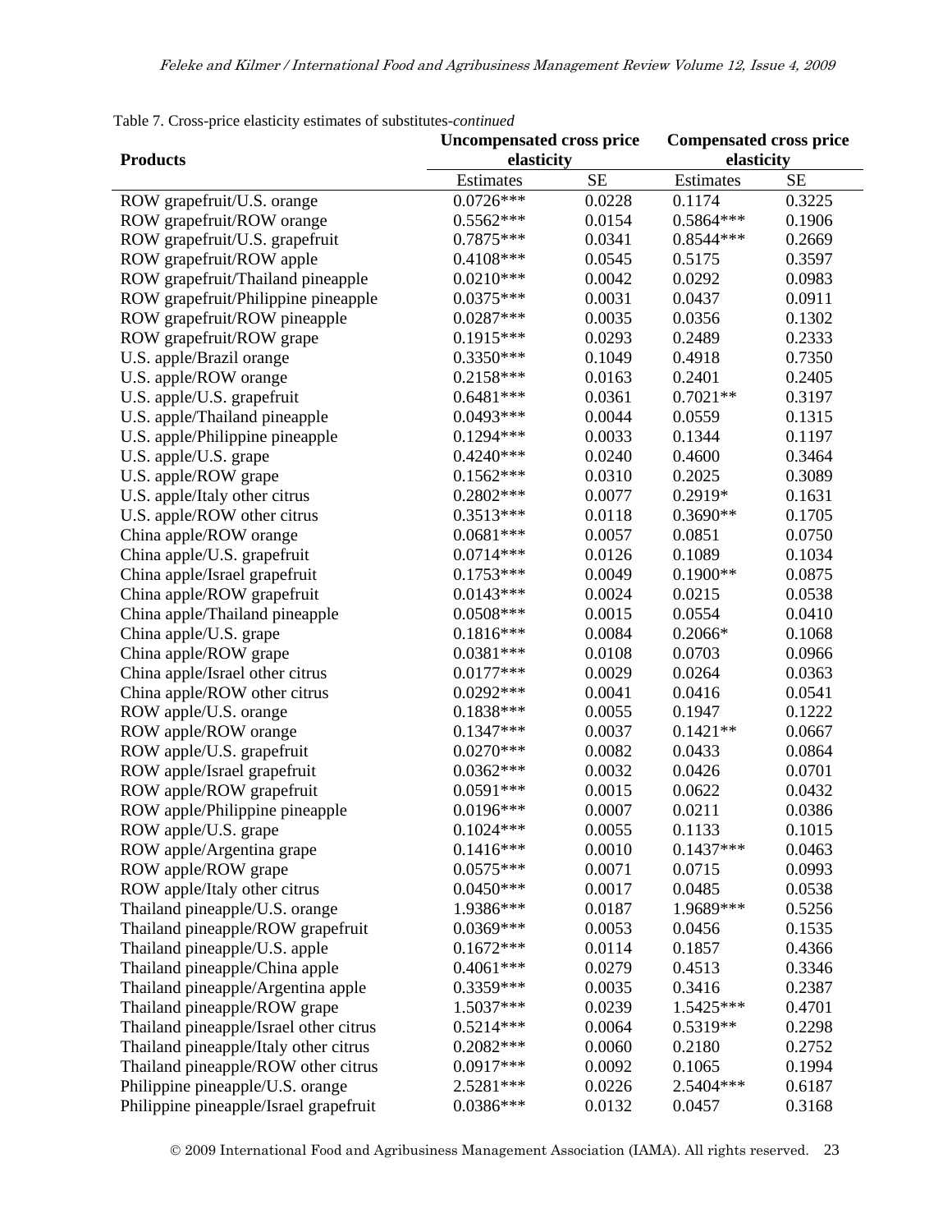Table 7. Cross-price elasticity estimates of substitutes-*continued*

| Products | Uncompensated cross price elasticity | | Compensated cross price elasticity | |
|---|---|---|---|---|
| | Estimates | SE | Estimates | SE |
| ROW grapefruit/U.S. orange | 0.0726*** | 0.0228 | 0.1174 | 0.3225 |
| ROW grapefruit/ROW orange | 0.5562*** | 0.0154 | 0.5864*** | 0.1906 |
| ROW grapefruit/U.S. grapefruit | 0.7875*** | 0.0341 | 0.8544*** | 0.2669 |
| ROW grapefruit/ROW apple | 0.4108*** | 0.0545 | 0.5175 | 0.3597 |
| ROW grapefruit/Thailand pineapple | 0.0210*** | 0.0042 | 0.0292 | 0.0983 |
| ROW grapefruit/Philippine pineapple | 0.0375*** | 0.0031 | 0.0437 | 0.0911 |
| ROW grapefruit/ROW pineapple | 0.0287*** | 0.0035 | 0.0356 | 0.1302 |
| ROW grapefruit/ROW grape | 0.1915*** | 0.0293 | 0.2489 | 0.2333 |
| U.S. apple/Brazil orange | 0.3350*** | 0.1049 | 0.4918 | 0.7350 |
| U.S. apple/ROW orange | 0.2158*** | 0.0163 | 0.2401 | 0.2405 |
| U.S. apple/U.S. grapefruit | 0.6481*** | 0.0361 | 0.7021** | 0.3197 |
| U.S. apple/Thailand pineapple | 0.0493*** | 0.0044 | 0.0559 | 0.1315 |
| U.S. apple/Philippine pineapple | 0.1294*** | 0.0033 | 0.1344 | 0.1197 |
| U.S. apple/U.S. grape | 0.4240*** | 0.0240 | 0.4600 | 0.3464 |
| U.S. apple/ROW grape | 0.1562*** | 0.0310 | 0.2025 | 0.3089 |
| U.S. apple/Italy other citrus | 0.2802*** | 0.0077 | 0.2919* | 0.1631 |
| U.S. apple/ROW other citrus | 0.3513*** | 0.0118 | 0.3690** | 0.1705 |
| China apple/ROW orange | 0.0681*** | 0.0057 | 0.0851 | 0.0750 |
| China apple/U.S. grapefruit | 0.0714*** | 0.0126 | 0.1089 | 0.1034 |
| China apple/Israel grapefruit | 0.1753*** | 0.0049 | 0.1900** | 0.0875 |
| China apple/ROW grapefruit | 0.0143*** | 0.0024 | 0.0215 | 0.0538 |
| China apple/Thailand pineapple | 0.0508*** | 0.0015 | 0.0554 | 0.0410 |
| China apple/U.S. grape | 0.1816*** | 0.0084 | 0.2066* | 0.1068 |
| China apple/ROW grape | 0.0381*** | 0.0108 | 0.0703 | 0.0966 |
| China apple/Israel other citrus | 0.0177*** | 0.0029 | 0.0264 | 0.0363 |
| China apple/ROW other citrus | 0.0292*** | 0.0041 | 0.0416 | 0.0541 |
| ROW apple/U.S. orange | 0.1838*** | 0.0055 | 0.1947 | 0.1222 |
| ROW apple/ROW orange | 0.1347*** | 0.0037 | 0.1421** | 0.0667 |
| ROW apple/U.S. grapefruit | 0.0270*** | 0.0082 | 0.0433 | 0.0864 |
| ROW apple/Israel grapefruit | 0.0362*** | 0.0032 | 0.0426 | 0.0701 |
| ROW apple/ROW grapefruit | 0.0591*** | 0.0015 | 0.0622 | 0.0432 |
| ROW apple/Philippine pineapple | 0.0196*** | 0.0007 | 0.0211 | 0.0386 |
| ROW apple/U.S. grape | 0.1024*** | 0.0055 | 0.1133 | 0.1015 |
| ROW apple/Argentina grape | 0.1416*** | 0.0010 | 0.1437*** | 0.0463 |
| ROW apple/ROW grape | 0.0575*** | 0.0071 | 0.0715 | 0.0993 |
| ROW apple/Italy other citrus | 0.0450*** | 0.0017 | 0.0485 | 0.0538 |
| Thailand pineapple/U.S. orange | 1.9386*** | 0.0187 | 1.9689*** | 0.5256 |
| Thailand pineapple/ROW grapefruit | 0.0369*** | 0.0053 | 0.0456 | 0.1535 |
| Thailand pineapple/U.S. apple | 0.1672*** | 0.0114 | 0.1857 | 0.4366 |
| Thailand pineapple/China apple | 0.4061*** | 0.0279 | 0.4513 | 0.3346 |
| Thailand pineapple/Argentina apple | 0.3359*** | 0.0035 | 0.3416 | 0.2387 |
| Thailand pineapple/ROW grape | 1.5037*** | 0.0239 | 1.5425*** | 0.4701 |
| Thailand pineapple/Israel other citrus | 0.5214*** | 0.0064 | 0.5319** | 0.2298 |
| Thailand pineapple/Italy other citrus | 0.2082*** | 0.0060 | 0.2180 | 0.2752 |
| Thailand pineapple/ROW other citrus | 0.0917*** | 0.0092 | 0.1065 | 0.1994 |
| Philippine pineapple/U.S. orange | 2.5281*** | 0.0226 | 2.5404*** | 0.6187 |
| Philippine pineapple/Israel grapefruit | 0.0386*** | 0.0132 | 0.0457 | 0.3168 |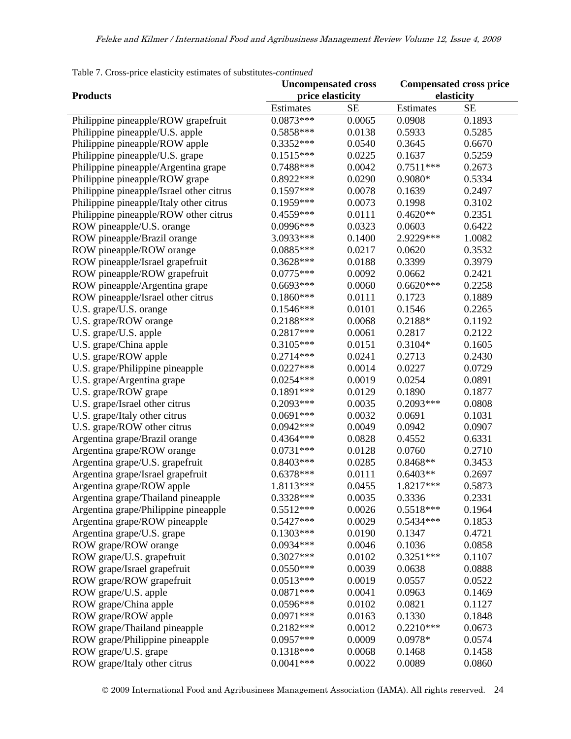Table 7. Cross-price elasticity estimates of substitutes-*continued*

| Products | Uncompensated cross price elasticity | | Compensated cross price elasticity | |
|---|---|---|---|---|
| | Estimates | SE | Estimates | SE |
| Philippine pineapple/ROW grapefruit | 0.0873*** | 0.0065 | 0.0908 | 0.1893 |
| Philippine pineapple/U.S. apple | 0.5858*** | 0.0138 | 0.5933 | 0.5285 |
| Philippine pineapple/ROW apple | 0.3352*** | 0.0540 | 0.3645 | 0.6670 |
| Philippine pineapple/U.S. grape | 0.1515*** | 0.0225 | 0.1637 | 0.5259 |
| Philippine pineapple/Argentina grape | 0.7488*** | 0.0042 | 0.7511*** | 0.2673 |
| Philippine pineapple/ROW grape | 0.8922*** | 0.0290 | 0.9080* | 0.5334 |
| Philippine pineapple/Israel other citrus | 0.1597*** | 0.0078 | 0.1639 | 0.2497 |
| Philippine pineapple/Italy other citrus | 0.1959*** | 0.0073 | 0.1998 | 0.3102 |
| Philippine pineapple/ROW other citrus | 0.4559*** | 0.0111 | 0.4620** | 0.2351 |
| ROW pineapple/U.S. orange | 0.0996*** | 0.0323 | 0.0603 | 0.6422 |
| ROW pineapple/Brazil orange | 3.0933*** | 0.1400 | 2.9229*** | 1.0082 |
| ROW pineapple/ROW orange | 0.0885*** | 0.0217 | 0.0620 | 0.3532 |
| ROW pineapple/Israel grapefruit | 0.3628*** | 0.0188 | 0.3399 | 0.3979 |
| ROW pineapple/ROW grapefruit | 0.0775*** | 0.0092 | 0.0662 | 0.2421 |
| ROW pineapple/Argentina grape | 0.6693*** | 0.0060 | 0.6620*** | 0.2258 |
| ROW pineapple/Israel other citrus | 0.1860*** | 0.0111 | 0.1723 | 0.1889 |
| U.S. grape/U.S. orange | 0.1546*** | 0.0101 | 0.1546 | 0.2265 |
| U.S. grape/ROW orange | 0.2188*** | 0.0068 | 0.2188* | 0.1192 |
| U.S. grape/U.S. apple | 0.2817*** | 0.0061 | 0.2817 | 0.2122 |
| U.S. grape/China apple | 0.3105*** | 0.0151 | 0.3104* | 0.1605 |
| U.S. grape/ROW apple | 0.2714*** | 0.0241 | 0.2713 | 0.2430 |
| U.S. grape/Philippine pineapple | 0.0227*** | 0.0014 | 0.0227 | 0.0729 |
| U.S. grape/Argentina grape | 0.0254*** | 0.0019 | 0.0254 | 0.0891 |
| U.S. grape/ROW grape | 0.1891*** | 0.0129 | 0.1890 | 0.1877 |
| U.S. grape/Israel other citrus | 0.2093*** | 0.0035 | 0.2093*** | 0.0808 |
| U.S. grape/Italy other citrus | 0.0691*** | 0.0032 | 0.0691 | 0.1031 |
| U.S. grape/ROW other citrus | 0.0942*** | 0.0049 | 0.0942 | 0.0907 |
| Argentina grape/Brazil orange | 0.4364*** | 0.0828 | 0.4552 | 0.6331 |
| Argentina grape/ROW orange | 0.0731*** | 0.0128 | 0.0760 | 0.2710 |
| Argentina grape/U.S. grapefruit | 0.8403*** | 0.0285 | 0.8468** | 0.3453 |
| Argentina grape/Israel grapefruit | 0.6378*** | 0.0111 | 0.6403** | 0.2697 |
| Argentina grape/ROW apple | 1.8113*** | 0.0455 | 1.8217*** | 0.5873 |
| Argentina grape/Thailand pineapple | 0.3328*** | 0.0035 | 0.3336 | 0.2331 |
| Argentina grape/Philippine pineapple | 0.5512*** | 0.0026 | 0.5518*** | 0.1964 |
| Argentina grape/ROW pineapple | 0.5427*** | 0.0029 | 0.5434*** | 0.1853 |
| Argentina grape/U.S. grape | 0.1303*** | 0.0190 | 0.1347 | 0.4721 |
| ROW grape/ROW orange | 0.0934*** | 0.0046 | 0.1036 | 0.0858 |
| ROW grape/U.S. grapefruit | 0.3027*** | 0.0102 | 0.3251*** | 0.1107 |
| ROW grape/Israel grapefruit | 0.0550*** | 0.0039 | 0.0638 | 0.0888 |
| ROW grape/ROW grapefruit | 0.0513*** | 0.0019 | 0.0557 | 0.0522 |
| ROW grape/U.S. apple | 0.0871*** | 0.0041 | 0.0963 | 0.1469 |
| ROW grape/China apple | 0.0596*** | 0.0102 | 0.0821 | 0.1127 |
| ROW grape/ROW apple | 0.0971*** | 0.0163 | 0.1330 | 0.1848 |
| ROW grape/Thailand pineapple | 0.2182*** | 0.0012 | 0.2210*** | 0.0673 |
| ROW grape/Philippine pineapple | 0.0957*** | 0.0009 | 0.0978* | 0.0574 |
| ROW grape/U.S. grape | 0.1318*** | 0.0068 | 0.1468 | 0.1458 |
| ROW grape/Italy other citrus | 0.0041*** | 0.0022 | 0.0089 | 0.0860 |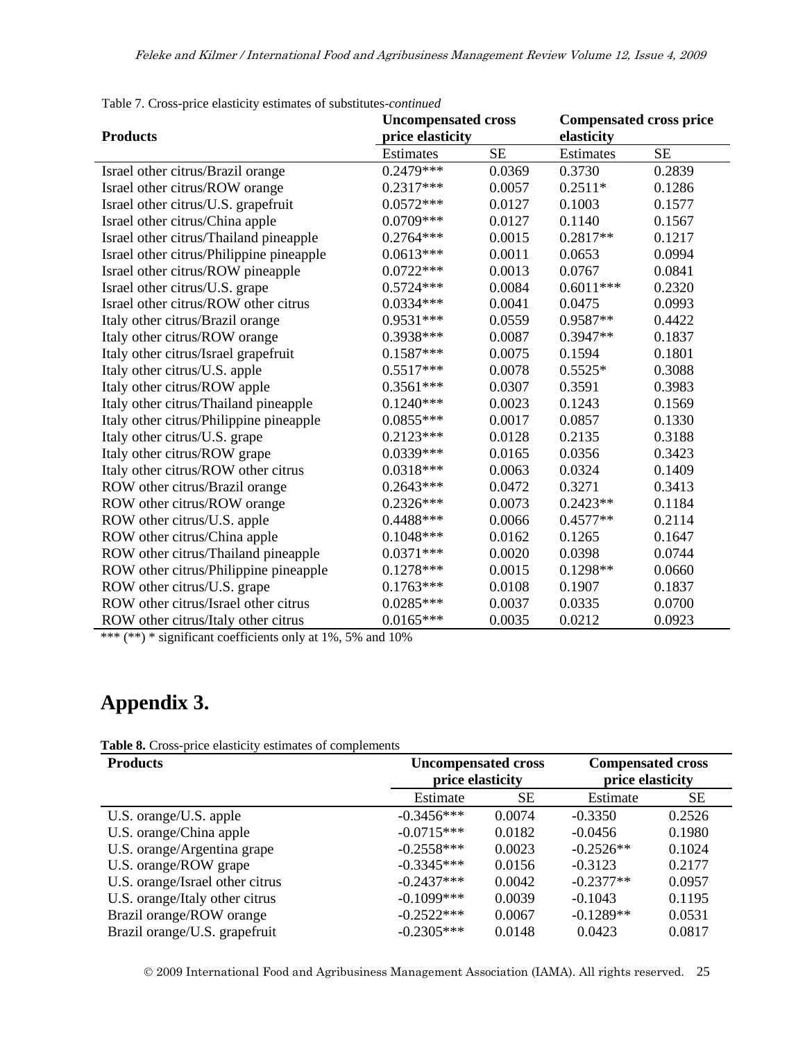Table 7. Cross-price elasticity estimates of substitutes-*continued*

| Products | Uncompensated cross price elasticity | | Compensated cross price elasticity | |
|---|---|---|---|---|
| | Estimates | SE | Estimates | SE |
| Israel other citrus/Brazil orange | 0.2479*** | 0.0369 | 0.3730 | 0.2839 |
| Israel other citrus/ROW orange | 0.2317*** | 0.0057 | 0.2511* | 0.1286 |
| Israel other citrus/U.S. grapefruit | 0.0572*** | 0.0127 | 0.1003 | 0.1577 |
| Israel other citrus/China apple | 0.0709*** | 0.0127 | 0.1140 | 0.1567 |
| Israel other citrus/Thailand pineapple | 0.2764*** | 0.0015 | 0.2817** | 0.1217 |
| Israel other citrus/Philippine pineapple | 0.0613*** | 0.0011 | 0.0653 | 0.0994 |
| Israel other citrus/ROW pineapple | 0.0722*** | 0.0013 | 0.0767 | 0.0841 |
| Israel other citrus/U.S. grape | 0.5724*** | 0.0084 | 0.6011*** | 0.2320 |
| Israel other citrus/ROW other citrus | 0.0334*** | 0.0041 | 0.0475 | 0.0993 |
| Italy other citrus/Brazil orange | 0.9531*** | 0.0559 | 0.9587** | 0.4422 |
| Italy other citrus/ROW orange | 0.3938*** | 0.0087 | 0.3947** | 0.1837 |
| Italy other citrus/Israel grapefruit | 0.1587*** | 0.0075 | 0.1594 | 0.1801 |
| Italy other citrus/U.S. apple | 0.5517*** | 0.0078 | 0.5525* | 0.3088 |
| Italy other citrus/ROW apple | 0.3561*** | 0.0307 | 0.3591 | 0.3983 |
| Italy other citrus/Thailand pineapple | 0.1240*** | 0.0023 | 0.1243 | 0.1569 |
| Italy other citrus/Philippine pineapple | 0.0855*** | 0.0017 | 0.0857 | 0.1330 |
| Italy other citrus/U.S. grape | 0.2123*** | 0.0128 | 0.2135 | 0.3188 |
| Italy other citrus/ROW grape | 0.0339*** | 0.0165 | 0.0356 | 0.3423 |
| Italy other citrus/ROW other citrus | 0.0318*** | 0.0063 | 0.0324 | 0.1409 |
| ROW other citrus/Brazil orange | 0.2643*** | 0.0472 | 0.3271 | 0.3413 |
| ROW other citrus/ROW orange | 0.2326*** | 0.0073 | 0.2423** | 0.1184 |
| ROW other citrus/U.S. apple | 0.4488*** | 0.0066 | 0.4577** | 0.2114 |
| ROW other citrus/China apple | 0.1048*** | 0.0162 | 0.1265 | 0.1647 |
| ROW other citrus/Thailand pineapple | 0.0371*** | 0.0020 | 0.0398 | 0.0744 |
| ROW other citrus/Philippine pineapple | 0.1278*** | 0.0015 | 0.1298** | 0.0660 |
| ROW other citrus/U.S. grape | 0.1763*** | 0.0108 | 0.1907 | 0.1837 |
| ROW other citrus/Israel other citrus | 0.0285*** | 0.0037 | 0.0335 | 0.0700 |
| ROW other citrus/Italy other citrus | 0.0165*** | 0.0035 | 0.0212 | 0.0923 |

*** (**) * significant coefficients only at 1%, 5% and 10%

# Appendix 3.

**Table 8.** Cross-price elasticity estimates of complements

| Products | Uncompensated cross price elasticity | | Compensated cross price elasticity | |
|---|---|---|---|---|
| | Estimate | SE | Estimate | SE |
| U.S. orange/U.S. apple | -0.3456*** | 0.0074 | -0.3350 | 0.2526 |
| U.S. orange/China apple | -0.0715*** | 0.0182 | -0.0456 | 0.1980 |
| U.S. orange/Argentina grape | -0.2558*** | 0.0023 | -0.2526** | 0.1024 |
| U.S. orange/ROW grape | -0.3345*** | 0.0156 | -0.3123 | 0.2177 |
| U.S. orange/Israel other citrus | -0.2437*** | 0.0042 | -0.2377** | 0.0957 |
| U.S. orange/Italy other citrus | -0.1099*** | 0.0039 | -0.1043 | 0.1195 |
| Brazil orange/ROW orange | -0.2522*** | 0.0067 | -0.1289** | 0.0531 |
| Brazil orange/U.S. grapefruit | -0.2305*** | 0.0148 | 0.0423 | 0.0817 |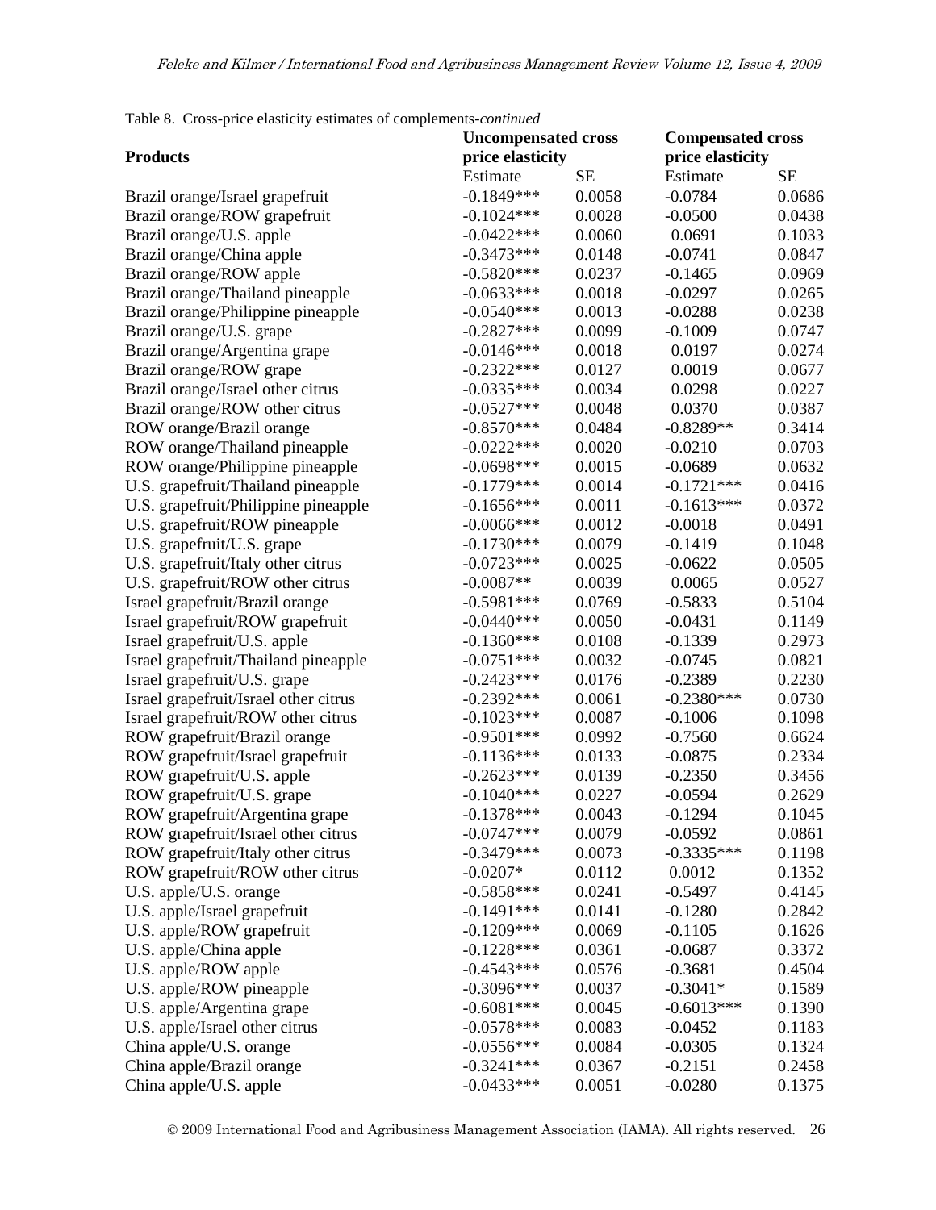Table 8. Cross-price elasticity estimates of complements-*continued*

| Products | Uncompensated cross price elasticity | | Compensated cross price elasticity | |
|---|---|---|---|---|
| | Estimate | SE | Estimate | SE |
| Brazil orange/Israel grapefruit | -0.1849*** | 0.0058 | -0.0784 | 0.0686 |
| Brazil orange/ROW grapefruit | -0.1024*** | 0.0028 | -0.0500 | 0.0438 |
| Brazil orange/U.S. apple | -0.0422*** | 0.0060 | 0.0691 | 0.1033 |
| Brazil orange/China apple | -0.3473*** | 0.0148 | -0.0741 | 0.0847 |
| Brazil orange/ROW apple | -0.5820*** | 0.0237 | -0.1465 | 0.0969 |
| Brazil orange/Thailand pineapple | -0.0633*** | 0.0018 | -0.0297 | 0.0265 |
| Brazil orange/Philippine pineapple | -0.0540*** | 0.0013 | -0.0288 | 0.0238 |
| Brazil orange/U.S. grape | -0.2827*** | 0.0099 | -0.1009 | 0.0747 |
| Brazil orange/Argentina grape | -0.0146*** | 0.0018 | 0.0197 | 0.0274 |
| Brazil orange/ROW grape | -0.2322*** | 0.0127 | 0.0019 | 0.0677 |
| Brazil orange/Israel other citrus | -0.0335*** | 0.0034 | 0.0298 | 0.0227 |
| Brazil orange/ROW other citrus | -0.0527*** | 0.0048 | 0.0370 | 0.0387 |
| ROW orange/Brazil orange | -0.8570*** | 0.0484 | -0.8289** | 0.3414 |
| ROW orange/Thailand pineapple | -0.0222*** | 0.0020 | -0.0210 | 0.0703 |
| ROW orange/Philippine pineapple | -0.0698*** | 0.0015 | -0.0689 | 0.0632 |
| U.S. grapefruit/Thailand pineapple | -0.1779*** | 0.0014 | -0.1721*** | 0.0416 |
| U.S. grapefruit/Philippine pineapple | -0.1656*** | 0.0011 | -0.1613*** | 0.0372 |
| U.S. grapefruit/ROW pineapple | -0.0066*** | 0.0012 | -0.0018 | 0.0491 |
| U.S. grapefruit/U.S. grape | -0.1730*** | 0.0079 | -0.1419 | 0.1048 |
| U.S. grapefruit/Italy other citrus | -0.0723*** | 0.0025 | -0.0622 | 0.0505 |
| U.S. grapefruit/ROW other citrus | -0.0087** | 0.0039 | 0.0065 | 0.0527 |
| Israel grapefruit/Brazil orange | -0.5981*** | 0.0769 | -0.5833 | 0.5104 |
| Israel grapefruit/ROW grapefruit | -0.0440*** | 0.0050 | -0.0431 | 0.1149 |
| Israel grapefruit/U.S. apple | -0.1360*** | 0.0108 | -0.1339 | 0.2973 |
| Israel grapefruit/Thailand pineapple | -0.0751*** | 0.0032 | -0.0745 | 0.0821 |
| Israel grapefruit/U.S. grape | -0.2423*** | 0.0176 | -0.2389 | 0.2230 |
| Israel grapefruit/Israel other citrus | -0.2392*** | 0.0061 | -0.2380*** | 0.0730 |
| Israel grapefruit/ROW other citrus | -0.1023*** | 0.0087 | -0.1006 | 0.1098 |
| ROW grapefruit/Brazil orange | -0.9501*** | 0.0992 | -0.7560 | 0.6624 |
| ROW grapefruit/Israel grapefruit | -0.1136*** | 0.0133 | -0.0875 | 0.2334 |
| ROW grapefruit/U.S. apple | -0.2623*** | 0.0139 | -0.2350 | 0.3456 |
| ROW grapefruit/U.S. grape | -0.1040*** | 0.0227 | -0.0594 | 0.2629 |
| ROW grapefruit/Argentina grape | -0.1378*** | 0.0043 | -0.1294 | 0.1045 |
| ROW grapefruit/Israel other citrus | -0.0747*** | 0.0079 | -0.0592 | 0.0861 |
| ROW grapefruit/Italy other citrus | -0.3479*** | 0.0073 | -0.3335*** | 0.1198 |
| ROW grapefruit/ROW other citrus | -0.0207* | 0.0112 | 0.0012 | 0.1352 |
| U.S. apple/U.S. orange | -0.5858*** | 0.0241 | -0.5497 | 0.4145 |
| U.S. apple/Israel grapefruit | -0.1491*** | 0.0141 | -0.1280 | 0.2842 |
| U.S. apple/ROW grapefruit | -0.1209*** | 0.0069 | -0.1105 | 0.1626 |
| U.S. apple/China apple | -0.1228*** | 0.0361 | -0.0687 | 0.3372 |
| U.S. apple/ROW apple | -0.4543*** | 0.0576 | -0.3681 | 0.4504 |
| U.S. apple/ROW pineapple | -0.3096*** | 0.0037 | -0.3041* | 0.1589 |
| U.S. apple/Argentina grape | -0.6081*** | 0.0045 | -0.6013*** | 0.1390 |
| U.S. apple/Israel other citrus | -0.0578*** | 0.0083 | -0.0452 | 0.1183 |
| China apple/U.S. orange | -0.0556*** | 0.0084 | -0.0305 | 0.1324 |
| China apple/Brazil orange | -0.3241*** | 0.0367 | -0.2151 | 0.2458 |
| China apple/U.S. apple | -0.0433*** | 0.0051 | -0.0280 | 0.1375 |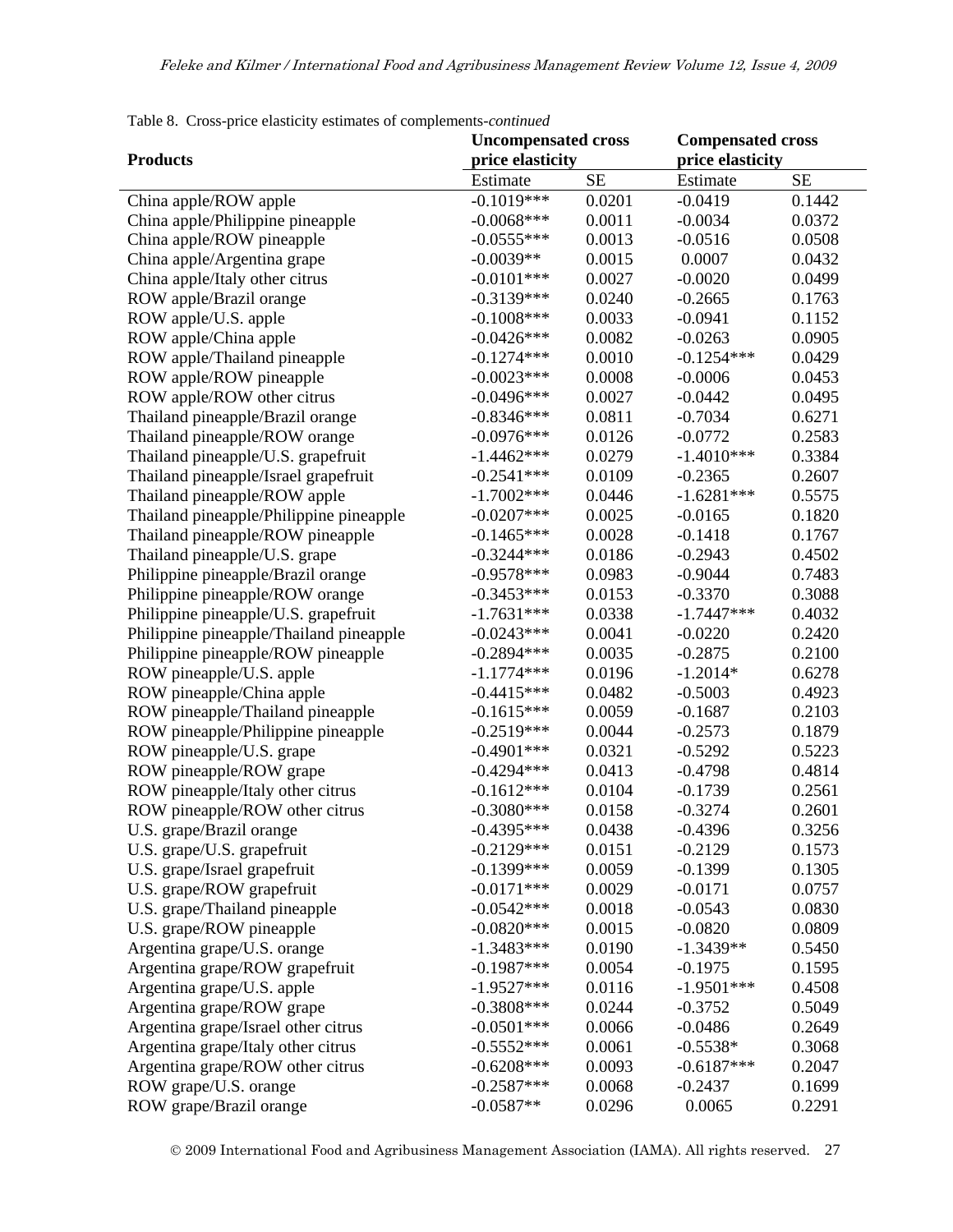Table 8. Cross-price elasticity estimates of complements-*continued*

| Products | Uncompensated cross price elasticity | | Compensated cross price elasticity | |
|---|---|---|---|---|
| | Estimate | SE | Estimate | SE |
| China apple/ROW apple | -0.1019*** | 0.0201 | -0.0419 | 0.1442 |
| China apple/Philippine pineapple | -0.0068*** | 0.0011 | -0.0034 | 0.0372 |
| China apple/ROW pineapple | -0.0555*** | 0.0013 | -0.0516 | 0.0508 |
| China apple/Argentina grape | -0.0039** | 0.0015 | 0.0007 | 0.0432 |
| China apple/Italy other citrus | -0.0101*** | 0.0027 | -0.0020 | 0.0499 |
| ROW apple/Brazil orange | -0.3139*** | 0.0240 | -0.2665 | 0.1763 |
| ROW apple/U.S. apple | -0.1008*** | 0.0033 | -0.0941 | 0.1152 |
| ROW apple/China apple | -0.0426*** | 0.0082 | -0.0263 | 0.0905 |
| ROW apple/Thailand pineapple | -0.1274*** | 0.0010 | -0.1254*** | 0.0429 |
| ROW apple/ROW pineapple | -0.0023*** | 0.0008 | -0.0006 | 0.0453 |
| ROW apple/ROW other citrus | -0.0496*** | 0.0027 | -0.0442 | 0.0495 |
| Thailand pineapple/Brazil orange | -0.8346*** | 0.0811 | -0.7034 | 0.6271 |
| Thailand pineapple/ROW orange | -0.0976*** | 0.0126 | -0.0772 | 0.2583 |
| Thailand pineapple/U.S. grapefruit | -1.4462*** | 0.0279 | -1.4010*** | 0.3384 |
| Thailand pineapple/Israel grapefruit | -0.2541*** | 0.0109 | -0.2365 | 0.2607 |
| Thailand pineapple/ROW apple | -1.7002*** | 0.0446 | -1.6281*** | 0.5575 |
| Thailand pineapple/Philippine pineapple | -0.0207*** | 0.0025 | -0.0165 | 0.1820 |
| Thailand pineapple/ROW pineapple | -0.1465*** | 0.0028 | -0.1418 | 0.1767 |
| Thailand pineapple/U.S. grape | -0.3244*** | 0.0186 | -0.2943 | 0.4502 |
| Philippine pineapple/Brazil orange | -0.9578*** | 0.0983 | -0.9044 | 0.7483 |
| Philippine pineapple/ROW orange | -0.3453*** | 0.0153 | -0.3370 | 0.3088 |
| Philippine pineapple/U.S. grapefruit | -1.7631*** | 0.0338 | -1.7447*** | 0.4032 |
| Philippine pineapple/Thailand pineapple | -0.0243*** | 0.0041 | -0.0220 | 0.2420 |
| Philippine pineapple/ROW pineapple | -0.2894*** | 0.0035 | -0.2875 | 0.2100 |
| ROW pineapple/U.S. apple | -1.1774*** | 0.0196 | -1.2014* | 0.6278 |
| ROW pineapple/China apple | -0.4415*** | 0.0482 | -0.5003 | 0.4923 |
| ROW pineapple/Thailand pineapple | -0.1615*** | 0.0059 | -0.1687 | 0.2103 |
| ROW pineapple/Philippine pineapple | -0.2519*** | 0.0044 | -0.2573 | 0.1879 |
| ROW pineapple/U.S. grape | -0.4901*** | 0.0321 | -0.5292 | 0.5223 |
| ROW pineapple/ROW grape | -0.4294*** | 0.0413 | -0.4798 | 0.4814 |
| ROW pineapple/Italy other citrus | -0.1612*** | 0.0104 | -0.1739 | 0.2561 |
| ROW pineapple/ROW other citrus | -0.3080*** | 0.0158 | -0.3274 | 0.2601 |
| U.S. grape/Brazil orange | -0.4395*** | 0.0438 | -0.4396 | 0.3256 |
| U.S. grape/U.S. grapefruit | -0.2129*** | 0.0151 | -0.2129 | 0.1573 |
| U.S. grape/Israel grapefruit | -0.1399*** | 0.0059 | -0.1399 | 0.1305 |
| U.S. grape/ROW grapefruit | -0.0171*** | 0.0029 | -0.0171 | 0.0757 |
| U.S. grape/Thailand pineapple | -0.0542*** | 0.0018 | -0.0543 | 0.0830 |
| U.S. grape/ROW pineapple | -0.0820*** | 0.0015 | -0.0820 | 0.0809 |
| Argentina grape/U.S. orange | -1.3483*** | 0.0190 | -1.3439** | 0.5450 |
| Argentina grape/ROW grapefruit | -0.1987*** | 0.0054 | -0.1975 | 0.1595 |
| Argentina grape/U.S. apple | -1.9527*** | 0.0116 | -1.9501*** | 0.4508 |
| Argentina grape/ROW grape | -0.3808*** | 0.0244 | -0.3752 | 0.5049 |
| Argentina grape/Israel other citrus | -0.0501*** | 0.0066 | -0.0486 | 0.2649 |
| Argentina grape/Italy other citrus | -0.5552*** | 0.0061 | -0.5538* | 0.3068 |
| Argentina grape/ROW other citrus | -0.6208*** | 0.0093 | -0.6187*** | 0.2047 |
| ROW grape/U.S. orange | -0.2587*** | 0.0068 | -0.2437 | 0.1699 |
| ROW grape/Brazil orange | -0.0587** | 0.0296 | 0.0065 | 0.2291 |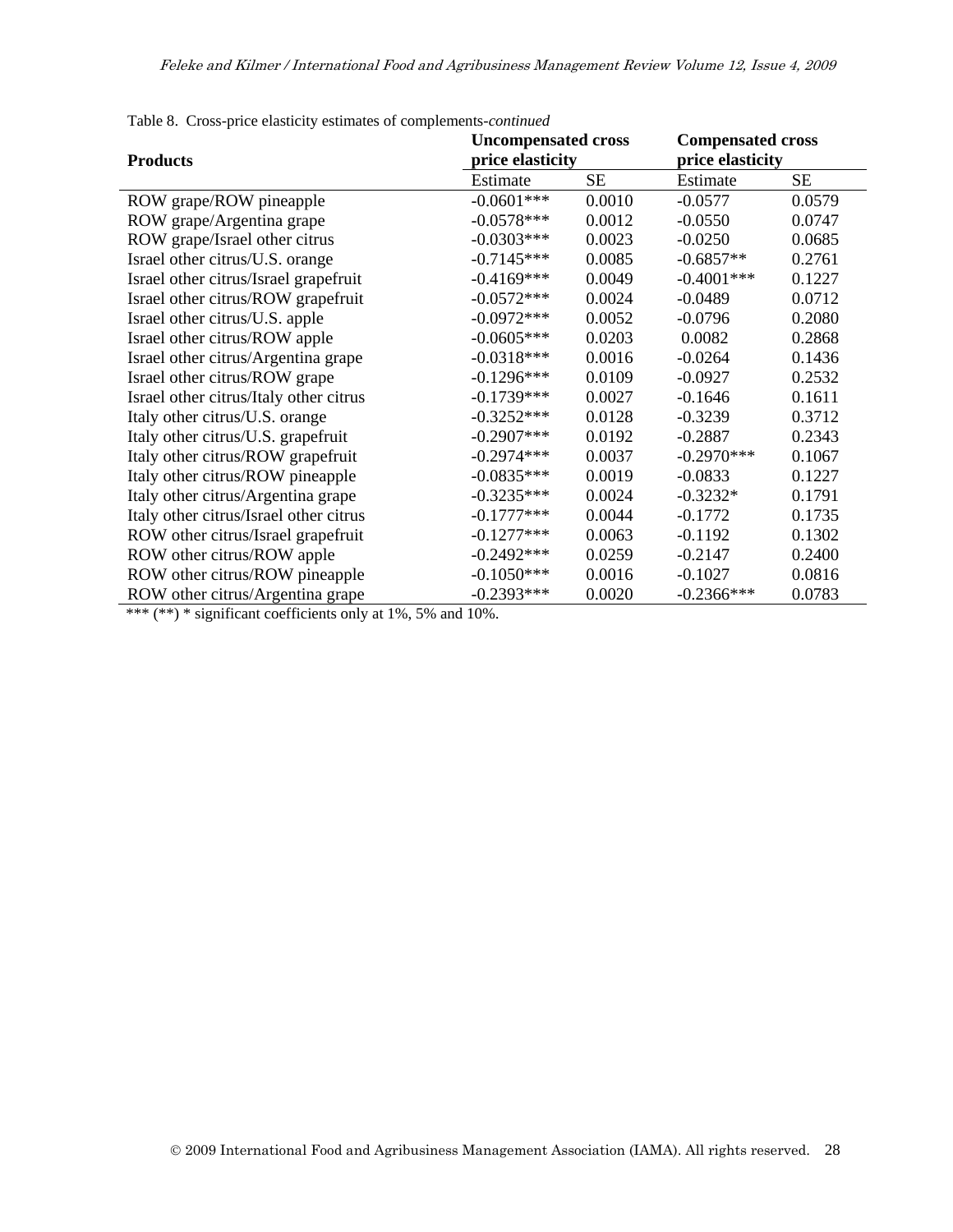Table 8. Cross-price elasticity estimates of complements-*continued*

| Products | Uncompensated cross price elasticity | | Compensated cross price elasticity | |
|---|---|---|---|---|
| | Estimate | SE | Estimate | SE |
| ROW grape/ROW pineapple | -0.0601*** | 0.0010 | -0.0577 | 0.0579 |
| ROW grape/Argentina grape | -0.0578*** | 0.0012 | -0.0550 | 0.0747 |
| ROW grape/Israel other citrus | -0.0303*** | 0.0023 | -0.0250 | 0.0685 |
| Israel other citrus/U.S. orange | -0.7145*** | 0.0085 | -0.6857** | 0.2761 |
| Israel other citrus/Israel grapefruit | -0.4169*** | 0.0049 | -0.4001*** | 0.1227 |
| Israel other citrus/ROW grapefruit | -0.0572*** | 0.0024 | -0.0489 | 0.0712 |
| Israel other citrus/U.S. apple | -0.0972*** | 0.0052 | -0.0796 | 0.2080 |
| Israel other citrus/ROW apple | -0.0605*** | 0.0203 | 0.0082 | 0.2868 |
| Israel other citrus/Argentina grape | -0.0318*** | 0.0016 | -0.0264 | 0.1436 |
| Israel other citrus/ROW grape | -0.1296*** | 0.0109 | -0.0927 | 0.2532 |
| Israel other citrus/Italy other citrus | -0.1739*** | 0.0027 | -0.1646 | 0.1611 |
| Italy other citrus/U.S. orange | -0.3252*** | 0.0128 | -0.3239 | 0.3712 |
| Italy other citrus/U.S. grapefruit | -0.2907*** | 0.0192 | -0.2887 | 0.2343 |
| Italy other citrus/ROW grapefruit | -0.2974*** | 0.0037 | -0.2970*** | 0.1067 |
| Italy other citrus/ROW pineapple | -0.0835*** | 0.0019 | -0.0833 | 0.1227 |
| Italy other citrus/Argentina grape | -0.3235*** | 0.0024 | -0.3232* | 0.1791 |
| Italy other citrus/Israel other citrus | -0.1777*** | 0.0044 | -0.1772 | 0.1735 |
| ROW other citrus/Israel grapefruit | -0.1277*** | 0.0063 | -0.1192 | 0.1302 |
| ROW other citrus/ROW apple | -0.2492*** | 0.0259 | -0.2147 | 0.2400 |
| ROW other citrus/ROW pineapple | -0.1050*** | 0.0016 | -0.1027 | 0.0816 |
| ROW other citrus/Argentina grape | -0.2393*** | 0.0020 | -0.2366*** | 0.0783 |

*** (**) * significant coefficients only at 1%, 5% and 10%.